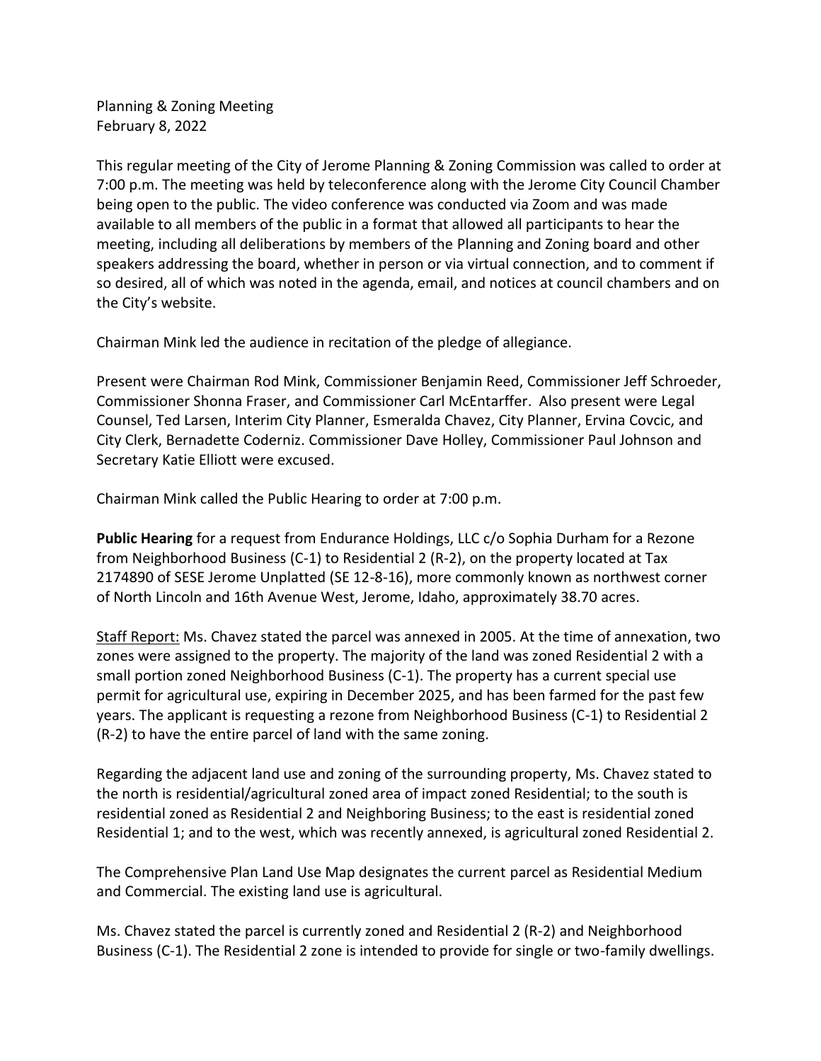Planning & Zoning Meeting
February 8, 2022

This regular meeting of the City of Jerome Planning & Zoning Commission was called to order at 7:00 p.m. The meeting was held by teleconference along with the Jerome City Council Chamber being open to the public. The video conference was conducted via Zoom and was made available to all members of the public in a format that allowed all participants to hear the meeting, including all deliberations by members of the Planning and Zoning board and other speakers addressing the board, whether in person or via virtual connection, and to comment if so desired, all of which was noted in the agenda, email, and notices at council chambers and on the City's website.

Chairman Mink led the audience in recitation of the pledge of allegiance.

Present were Chairman Rod Mink, Commissioner Benjamin Reed, Commissioner Jeff Schroeder, Commissioner Shonna Fraser, and Commissioner Carl McEntarffer. Also present were Legal Counsel, Ted Larsen, Interim City Planner, Esmeralda Chavez, City Planner, Ervina Covcic, and City Clerk, Bernadette Coderniz. Commissioner Dave Holley, Commissioner Paul Johnson and Secretary Katie Elliott were excused.

Chairman Mink called the Public Hearing to order at 7:00 p.m.

**Public Hearing** for a request from Endurance Holdings, LLC c/o Sophia Durham for a Rezone from Neighborhood Business (C-1) to Residential 2 (R-2), on the property located at Tax 2174890 of SESE Jerome Unplatted (SE 12-8-16), more commonly known as northwest corner of North Lincoln and 16th Avenue West, Jerome, Idaho, approximately 38.70 acres.

Staff Report: Ms. Chavez stated the parcel was annexed in 2005. At the time of annexation, two zones were assigned to the property. The majority of the land was zoned Residential 2 with a small portion zoned Neighborhood Business (C-1). The property has a current special use permit for agricultural use, expiring in December 2025, and has been farmed for the past few years. The applicant is requesting a rezone from Neighborhood Business (C-1) to Residential 2 (R-2) to have the entire parcel of land with the same zoning.

Regarding the adjacent land use and zoning of the surrounding property, Ms. Chavez stated to the north is residential/agricultural zoned area of impact zoned Residential; to the south is residential zoned as Residential 2 and Neighboring Business; to the east is residential zoned Residential 1; and to the west, which was recently annexed, is agricultural zoned Residential 2.

The Comprehensive Plan Land Use Map designates the current parcel as Residential Medium and Commercial. The existing land use is agricultural.

Ms. Chavez stated the parcel is currently zoned and Residential 2 (R-2) and Neighborhood Business (C-1). The Residential 2 zone is intended to provide for single or two-family dwellings.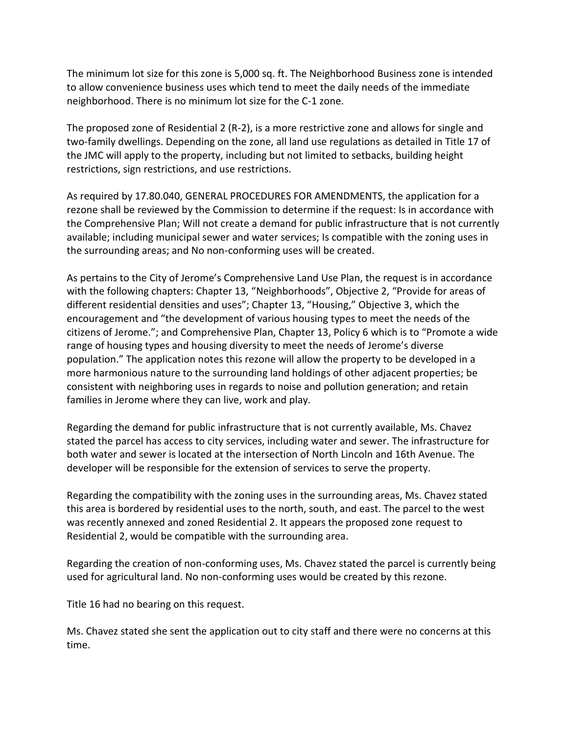The minimum lot size for this zone is 5,000 sq. ft. The Neighborhood Business zone is intended to allow convenience business uses which tend to meet the daily needs of the immediate neighborhood. There is no minimum lot size for the C-1 zone.

The proposed zone of Residential 2 (R-2), is a more restrictive zone and allows for single and two-family dwellings. Depending on the zone, all land use regulations as detailed in Title 17 of the JMC will apply to the property, including but not limited to setbacks, building height restrictions, sign restrictions, and use restrictions.

As required by 17.80.040, GENERAL PROCEDURES FOR AMENDMENTS, the application for a rezone shall be reviewed by the Commission to determine if the request: Is in accordance with the Comprehensive Plan; Will not create a demand for public infrastructure that is not currently available; including municipal sewer and water services; Is compatible with the zoning uses in the surrounding areas; and No non-conforming uses will be created.

As pertains to the City of Jerome's Comprehensive Land Use Plan, the request is in accordance with the following chapters: Chapter 13, "Neighborhoods", Objective 2, "Provide for areas of different residential densities and uses"; Chapter 13, "Housing," Objective 3, which the encouragement and "the development of various housing types to meet the needs of the citizens of Jerome."; and Comprehensive Plan, Chapter 13, Policy 6 which is to "Promote a wide range of housing types and housing diversity to meet the needs of Jerome's diverse population." The application notes this rezone will allow the property to be developed in a more harmonious nature to the surrounding land holdings of other adjacent properties; be consistent with neighboring uses in regards to noise and pollution generation; and retain families in Jerome where they can live, work and play.

Regarding the demand for public infrastructure that is not currently available, Ms. Chavez stated the parcel has access to city services, including water and sewer. The infrastructure for both water and sewer is located at the intersection of North Lincoln and 16th Avenue. The developer will be responsible for the extension of services to serve the property.

Regarding the compatibility with the zoning uses in the surrounding areas, Ms. Chavez stated this area is bordered by residential uses to the north, south, and east. The parcel to the west was recently annexed and zoned Residential 2. It appears the proposed zone request to Residential 2, would be compatible with the surrounding area.

Regarding the creation of non-conforming uses, Ms. Chavez stated the parcel is currently being used for agricultural land. No non-conforming uses would be created by this rezone.

Title 16 had no bearing on this request.

Ms. Chavez stated she sent the application out to city staff and there were no concerns at this time.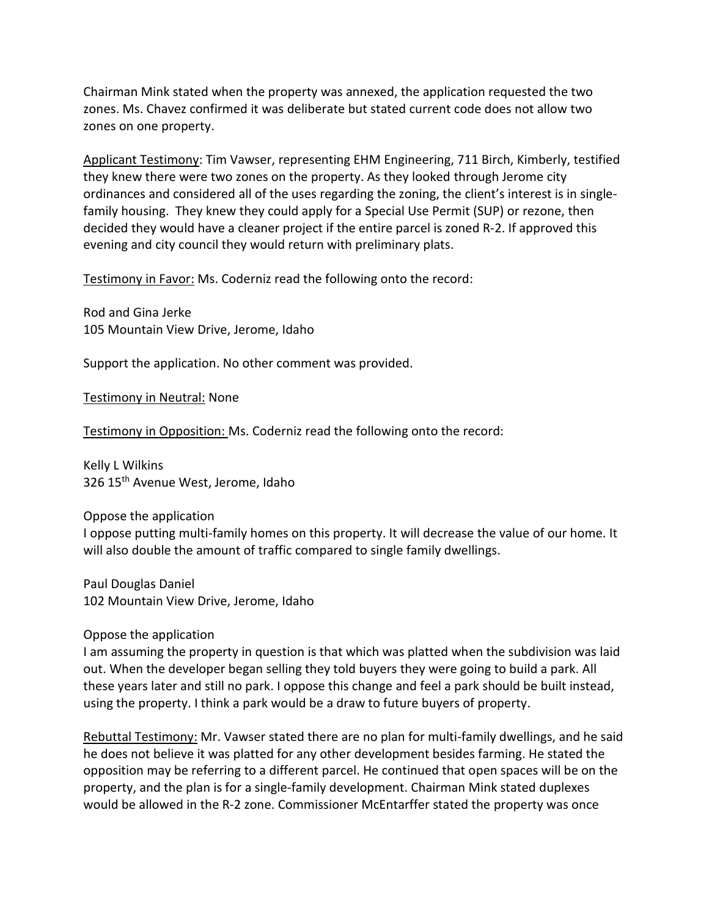Chairman Mink stated when the property was annexed, the application requested the two zones. Ms. Chavez confirmed it was deliberate but stated current code does not allow two zones on one property.

<u>Applicant Testimony</u>: Tim Vawser, representing EHM Engineering, 711 Birch, Kimberly, testified they knew there were two zones on the property. As they looked through Jerome city ordinances and considered all of the uses regarding the zoning, the client's interest is in single-family housing. They knew they could apply for a Special Use Permit (SUP) or rezone, then decided they would have a cleaner project if the entire parcel is zoned R-2. If approved this evening and city council they would return with preliminary plats.

<u>Testimony in Favor:</u> Ms. Coderniz read the following onto the record:

Rod and Gina Jerke
105 Mountain View Drive, Jerome, Idaho

Support the application. No other comment was provided.

<u>Testimony in Neutral:</u> None

<u>Testimony in Opposition:</u> Ms. Coderniz read the following onto the record:

Kelly L Wilkins
326 15th Avenue West, Jerome, Idaho

Oppose the application
I oppose putting multi-family homes on this property. It will decrease the value of our home. It will also double the amount of traffic compared to single family dwellings.

Paul Douglas Daniel
102 Mountain View Drive, Jerome, Idaho

Oppose the application
I am assuming the property in question is that which was platted when the subdivision was laid out. When the developer began selling they told buyers they were going to build a park. All these years later and still no park. I oppose this change and feel a park should be built instead, using the property. I think a park would be a draw to future buyers of property.

<u>Rebuttal Testimony:</u> Mr. Vawser stated there are no plan for multi-family dwellings, and he said he does not believe it was platted for any other development besides farming. He stated the opposition may be referring to a different parcel. He continued that open spaces will be on the property, and the plan is for a single-family development. Chairman Mink stated duplexes would be allowed in the R-2 zone. Commissioner McEntarffer stated the property was once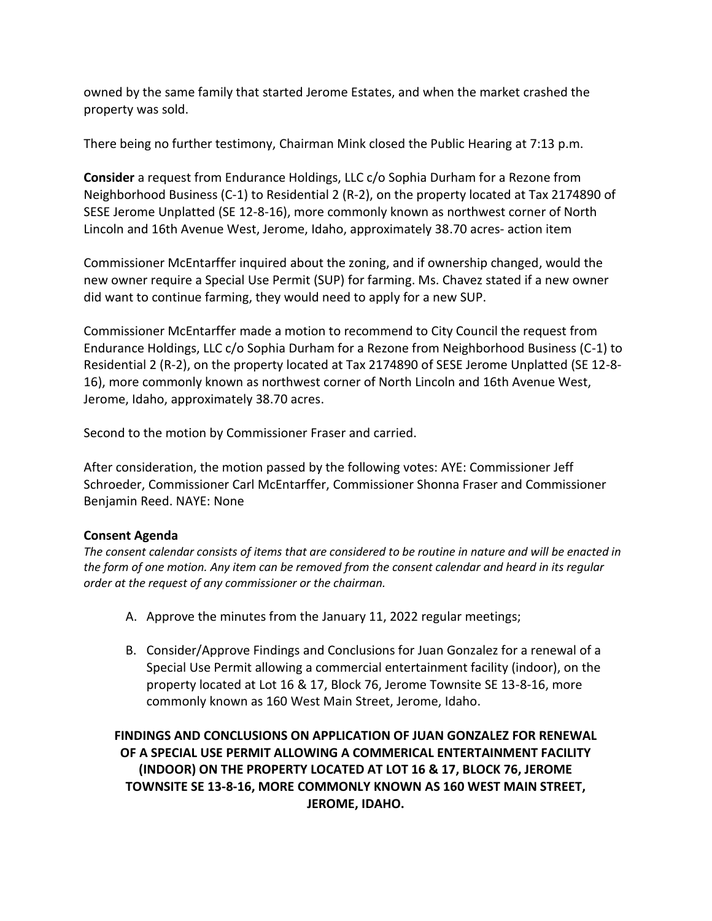owned by the same family that started Jerome Estates, and when the market crashed the property was sold.

There being no further testimony, Chairman Mink closed the Public Hearing at 7:13 p.m.

**Consider** a request from Endurance Holdings, LLC c/o Sophia Durham for a Rezone from Neighborhood Business (C-1) to Residential 2 (R-2), on the property located at Tax 2174890 of SESE Jerome Unplatted (SE 12-8-16), more commonly known as northwest corner of North Lincoln and 16th Avenue West, Jerome, Idaho, approximately 38.70 acres- action item

Commissioner McEntarffer inquired about the zoning, and if ownership changed, would the new owner require a Special Use Permit (SUP) for farming. Ms. Chavez stated if a new owner did want to continue farming, they would need to apply for a new SUP.

Commissioner McEntarffer made a motion to recommend to City Council the request from Endurance Holdings, LLC c/o Sophia Durham for a Rezone from Neighborhood Business (C-1) to Residential 2 (R-2), on the property located at Tax 2174890 of SESE Jerome Unplatted (SE 12-8-16), more commonly known as northwest corner of North Lincoln and 16th Avenue West, Jerome, Idaho, approximately 38.70 acres.

Second to the motion by Commissioner Fraser and carried.

After consideration, the motion passed by the following votes: AYE: Commissioner Jeff Schroeder, Commissioner Carl McEntarffer, Commissioner Shonna Fraser and Commissioner Benjamin Reed. NAYE: None

**Consent Agenda**

*The consent calendar consists of items that are considered to be routine in nature and will be enacted in the form of one motion. Any item can be removed from the consent calendar and heard in its regular order at the request of any commissioner or the chairman.*

A. Approve the minutes from the January 11, 2022 regular meetings;

B. Consider/Approve Findings and Conclusions for Juan Gonzalez for a renewal of a Special Use Permit allowing a commercial entertainment facility (indoor), on the property located at Lot 16 & 17, Block 76, Jerome Townsite SE 13-8-16, more commonly known as 160 West Main Street, Jerome, Idaho.

**FINDINGS AND CONCLUSIONS ON APPLICATION OF JUAN GONZALEZ FOR RENEWAL OF A SPECIAL USE PERMIT ALLOWING A COMMERICAL ENTERTAINMENT FACILITY (INDOOR) ON THE PROPERTY LOCATED AT LOT 16 & 17, BLOCK 76, JEROME TOWNSITE SE 13-8-16, MORE COMMONLY KNOWN AS 160 WEST MAIN STREET, JEROME, IDAHO.**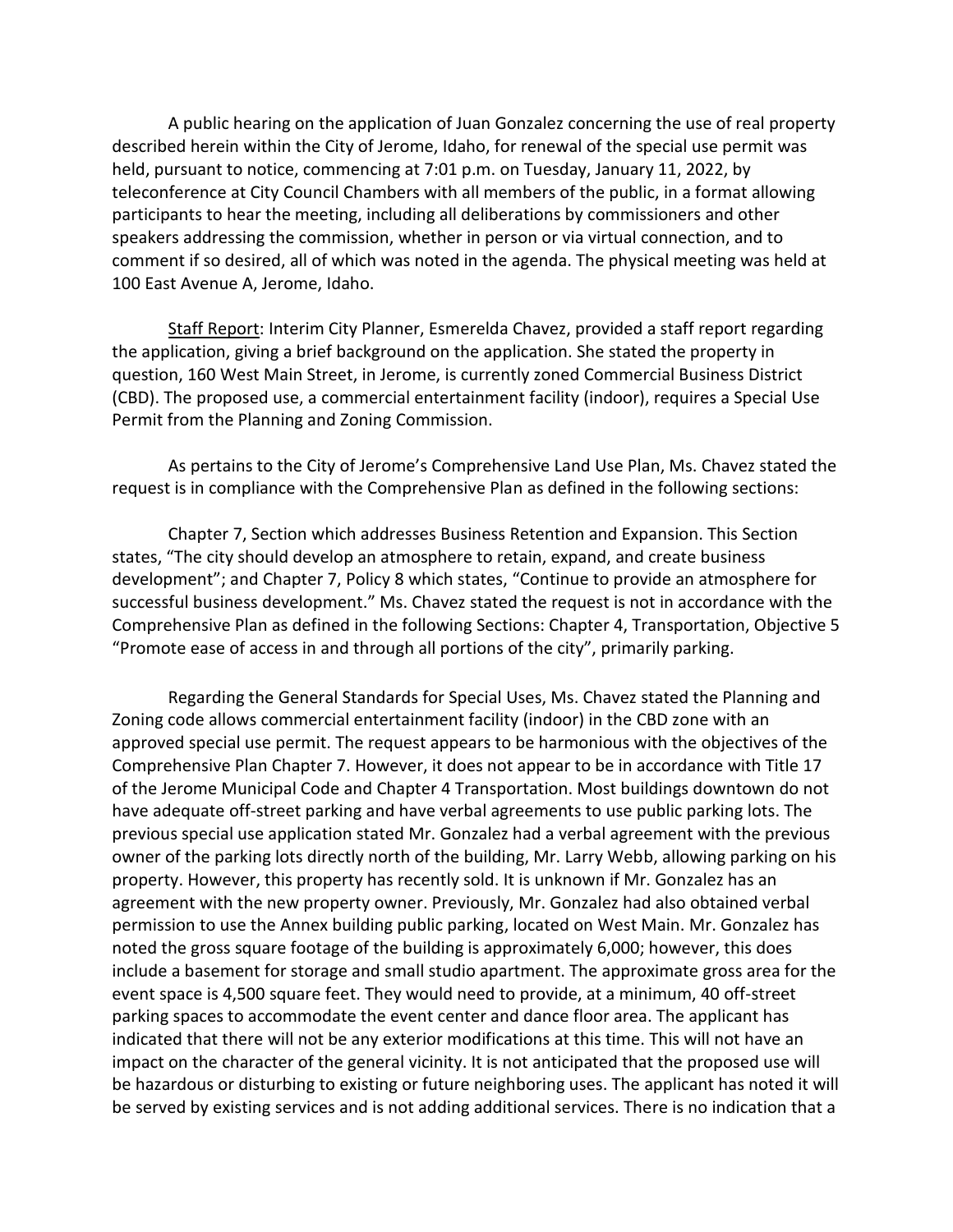A public hearing on the application of Juan Gonzalez concerning the use of real property described herein within the City of Jerome, Idaho, for renewal of the special use permit was held, pursuant to notice, commencing at 7:01 p.m. on Tuesday, January 11, 2022, by teleconference at City Council Chambers with all members of the public, in a format allowing participants to hear the meeting, including all deliberations by commissioners and other speakers addressing the commission, whether in person or via virtual connection, and to comment if so desired, all of which was noted in the agenda. The physical meeting was held at 100 East Avenue A, Jerome, Idaho.

Staff Report: Interim City Planner, Esmerelda Chavez, provided a staff report regarding the application, giving a brief background on the application. She stated the property in question, 160 West Main Street, in Jerome, is currently zoned Commercial Business District (CBD). The proposed use, a commercial entertainment facility (indoor), requires a Special Use Permit from the Planning and Zoning Commission.

As pertains to the City of Jerome's Comprehensive Land Use Plan, Ms. Chavez stated the request is in compliance with the Comprehensive Plan as defined in the following sections:

Chapter 7, Section which addresses Business Retention and Expansion. This Section states, "The city should develop an atmosphere to retain, expand, and create business development"; and Chapter 7, Policy 8 which states, "Continue to provide an atmosphere for successful business development." Ms. Chavez stated the request is not in accordance with the Comprehensive Plan as defined in the following Sections: Chapter 4, Transportation, Objective 5 "Promote ease of access in and through all portions of the city", primarily parking.

Regarding the General Standards for Special Uses, Ms. Chavez stated the Planning and Zoning code allows commercial entertainment facility (indoor) in the CBD zone with an approved special use permit. The request appears to be harmonious with the objectives of the Comprehensive Plan Chapter 7. However, it does not appear to be in accordance with Title 17 of the Jerome Municipal Code and Chapter 4 Transportation. Most buildings downtown do not have adequate off-street parking and have verbal agreements to use public parking lots. The previous special use application stated Mr. Gonzalez had a verbal agreement with the previous owner of the parking lots directly north of the building, Mr. Larry Webb, allowing parking on his property. However, this property has recently sold. It is unknown if Mr. Gonzalez has an agreement with the new property owner. Previously, Mr. Gonzalez had also obtained verbal permission to use the Annex building public parking, located on West Main. Mr. Gonzalez has noted the gross square footage of the building is approximately 6,000; however, this does include a basement for storage and small studio apartment. The approximate gross area for the event space is 4,500 square feet. They would need to provide, at a minimum, 40 off-street parking spaces to accommodate the event center and dance floor area. The applicant has indicated that there will not be any exterior modifications at this time. This will not have an impact on the character of the general vicinity. It is not anticipated that the proposed use will be hazardous or disturbing to existing or future neighboring uses. The applicant has noted it will be served by existing services and is not adding additional services. There is no indication that a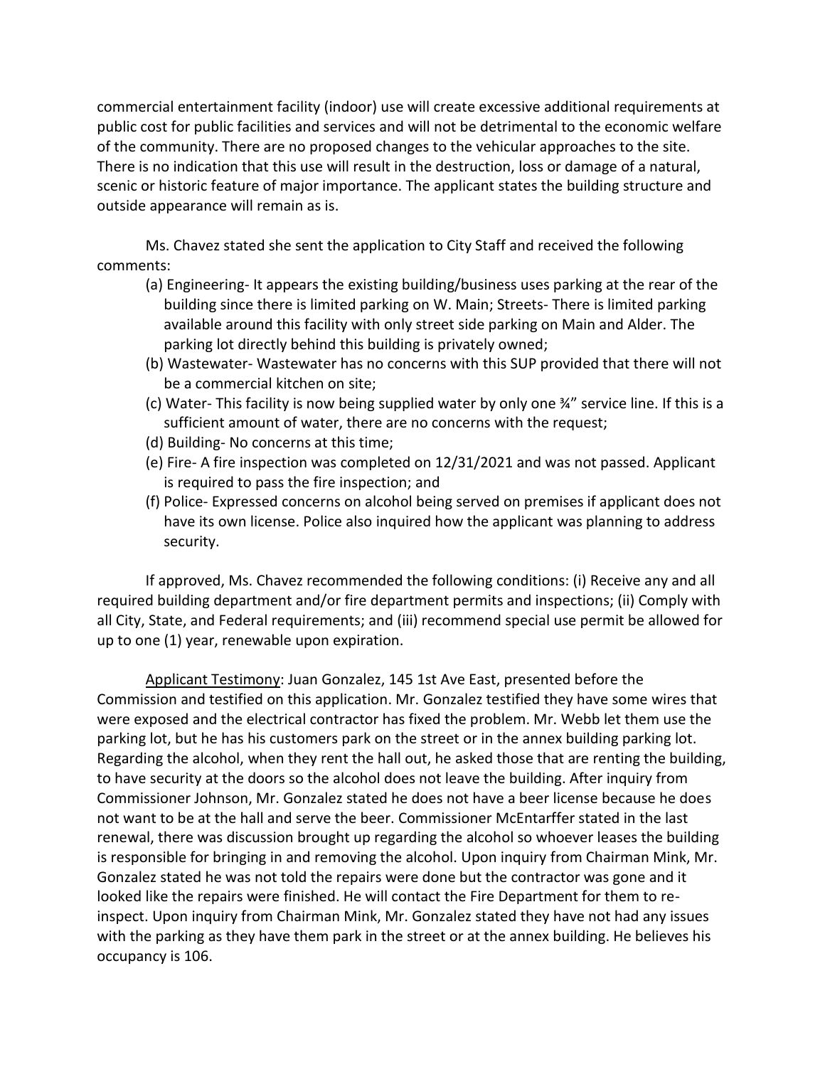commercial entertainment facility (indoor) use will create excessive additional requirements at public cost for public facilities and services and will not be detrimental to the economic welfare of the community. There are no proposed changes to the vehicular approaches to the site. There is no indication that this use will result in the destruction, loss or damage of a natural, scenic or historic feature of major importance. The applicant states the building structure and outside appearance will remain as is.

Ms. Chavez stated she sent the application to City Staff and received the following comments:

(a) Engineering- It appears the existing building/business uses parking at the rear of the building since there is limited parking on W. Main; Streets- There is limited parking available around this facility with only street side parking on Main and Alder. The parking lot directly behind this building is privately owned;

(b) Wastewater- Wastewater has no concerns with this SUP provided that there will not be a commercial kitchen on site;

(c) Water- This facility is now being supplied water by only one ¾" service line. If this is a sufficient amount of water, there are no concerns with the request;

(d) Building- No concerns at this time;

(e) Fire- A fire inspection was completed on 12/31/2021 and was not passed. Applicant is required to pass the fire inspection; and

(f) Police- Expressed concerns on alcohol being served on premises if applicant does not have its own license. Police also inquired how the applicant was planning to address security.

If approved, Ms. Chavez recommended the following conditions: (i) Receive any and all required building department and/or fire department permits and inspections; (ii) Comply with all City, State, and Federal requirements; and (iii) recommend special use permit be allowed for up to one (1) year, renewable upon expiration.

Applicant Testimony: Juan Gonzalez, 145 1st Ave East, presented before the Commission and testified on this application. Mr. Gonzalez testified they have some wires that were exposed and the electrical contractor has fixed the problem. Mr. Webb let them use the parking lot, but he has his customers park on the street or in the annex building parking lot. Regarding the alcohol, when they rent the hall out, he asked those that are renting the building, to have security at the doors so the alcohol does not leave the building. After inquiry from Commissioner Johnson, Mr. Gonzalez stated he does not have a beer license because he does not want to be at the hall and serve the beer. Commissioner McEntarffer stated in the last renewal, there was discussion brought up regarding the alcohol so whoever leases the building is responsible for bringing in and removing the alcohol. Upon inquiry from Chairman Mink, Mr. Gonzalez stated he was not told the repairs were done but the contractor was gone and it looked like the repairs were finished. He will contact the Fire Department for them to re-inspect. Upon inquiry from Chairman Mink, Mr. Gonzalez stated they have not had any issues with the parking as they have them park in the street or at the annex building. He believes his occupancy is 106.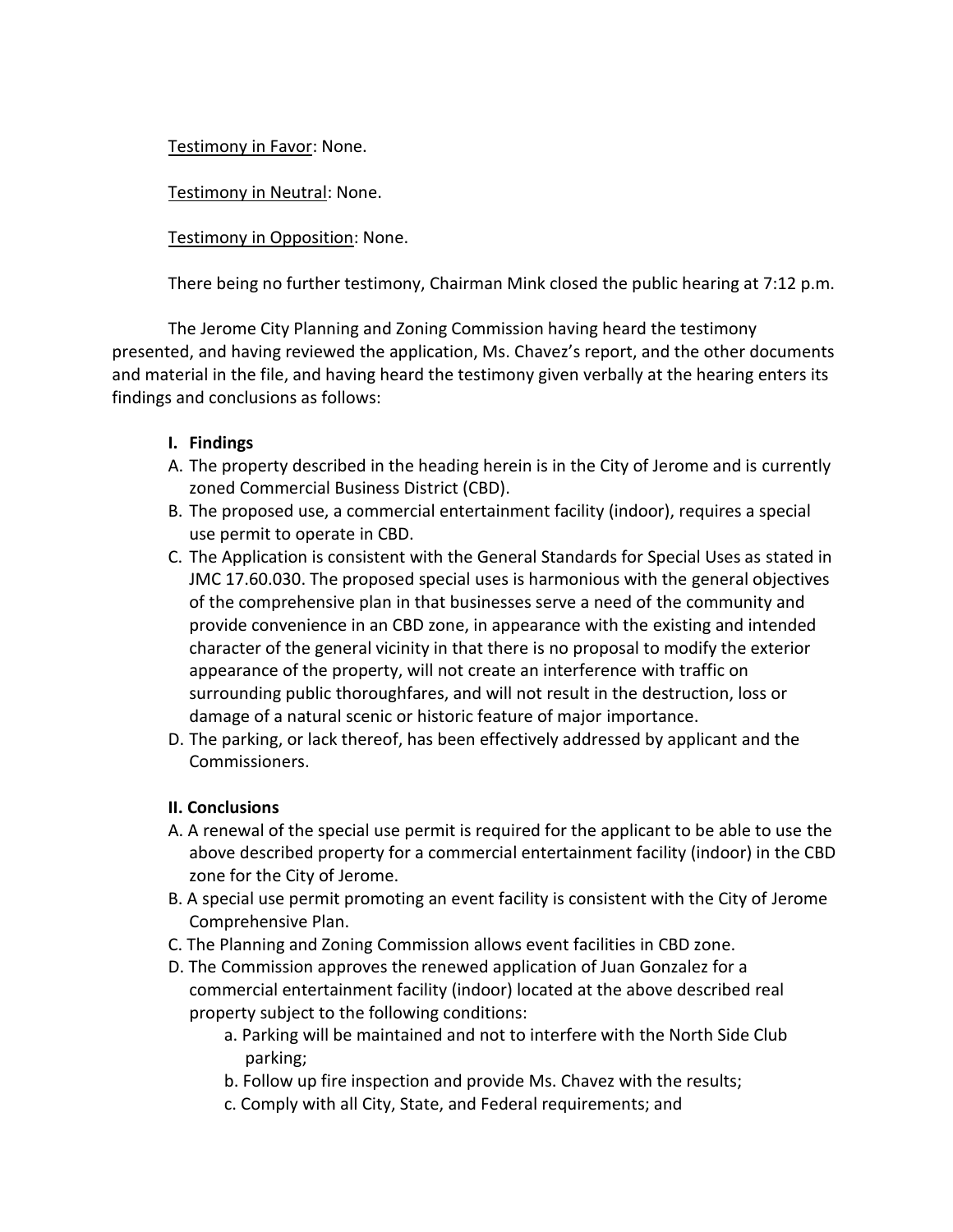Testimony in Favor: None.

Testimony in Neutral: None.

Testimony in Opposition: None.

There being no further testimony, Chairman Mink closed the public hearing at 7:12 p.m.

The Jerome City Planning and Zoning Commission having heard the testimony presented, and having reviewed the application, Ms. Chavez's report, and the other documents and material in the file, and having heard the testimony given verbally at the hearing enters its findings and conclusions as follows:

**I. Findings**

A. The property described in the heading herein is in the City of Jerome and is currently zoned Commercial Business District (CBD).

B. The proposed use, a commercial entertainment facility (indoor), requires a special use permit to operate in CBD.

C. The Application is consistent with the General Standards for Special Uses as stated in JMC 17.60.030. The proposed special uses is harmonious with the general objectives of the comprehensive plan in that businesses serve a need of the community and provide convenience in an CBD zone, in appearance with the existing and intended character of the general vicinity in that there is no proposal to modify the exterior appearance of the property, will not create an interference with traffic on surrounding public thoroughfares, and will not result in the destruction, loss or damage of a natural scenic or historic feature of major importance.

D. The parking, or lack thereof, has been effectively addressed by applicant and the Commissioners.

**II. Conclusions**

A. A renewal of the special use permit is required for the applicant to be able to use the above described property for a commercial entertainment facility (indoor) in the CBD zone for the City of Jerome.

B. A special use permit promoting an event facility is consistent with the City of Jerome Comprehensive Plan.

C. The Planning and Zoning Commission allows event facilities in CBD zone.

D. The Commission approves the renewed application of Juan Gonzalez for a commercial entertainment facility (indoor) located at the above described real property subject to the following conditions:

   a. Parking will be maintained and not to interfere with the North Side Club parking;

   b. Follow up fire inspection and provide Ms. Chavez with the results;

   c. Comply with all City, State, and Federal requirements; and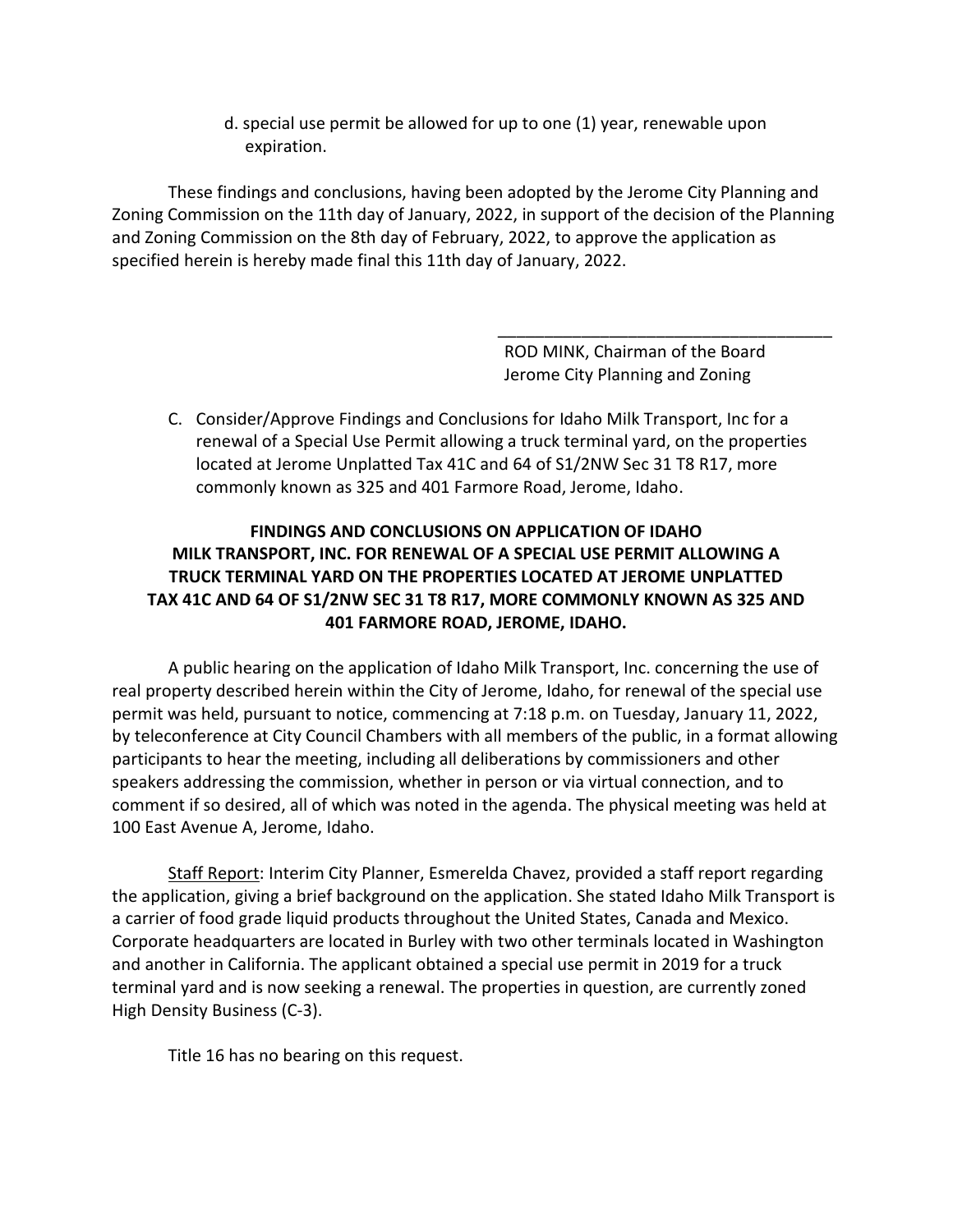d. special use permit be allowed for up to one (1) year, renewable upon expiration.

These findings and conclusions, having been adopted by the Jerome City Planning and Zoning Commission on the 11th day of January, 2022, in support of the decision of the Planning and Zoning Commission on the 8th day of February, 2022, to approve the application as specified herein is hereby made final this 11th day of January, 2022.

\_\_\_\_\_\_\_\_\_\_\_\_\_\_\_\_\_\_\_\_\_\_\_\_\_\_\_\_\_\_\_\_\_\_\_\_\_\_

ROD MINK, Chairman of the Board
Jerome City Planning and Zoning

C. Consider/Approve Findings and Conclusions for Idaho Milk Transport, Inc for a renewal of a Special Use Permit allowing a truck terminal yard, on the properties located at Jerome Unplatted Tax 41C and 64 of S1/2NW Sec 31 T8 R17, more commonly known as 325 and 401 Farmore Road, Jerome, Idaho.

**FINDINGS AND CONCLUSIONS ON APPLICATION OF IDAHO MILK TRANSPORT, INC. FOR RENEWAL OF A SPECIAL USE PERMIT ALLOWING A TRUCK TERMINAL YARD ON THE PROPERTIES LOCATED AT JEROME UNPLATTED TAX 41C AND 64 OF S1/2NW SEC 31 T8 R17, MORE COMMONLY KNOWN AS 325 AND 401 FARMORE ROAD, JEROME, IDAHO.**

A public hearing on the application of Idaho Milk Transport, Inc. concerning the use of real property described herein within the City of Jerome, Idaho, for renewal of the special use permit was held, pursuant to notice, commencing at 7:18 p.m. on Tuesday, January 11, 2022, by teleconference at City Council Chambers with all members of the public, in a format allowing participants to hear the meeting, including all deliberations by commissioners and other speakers addressing the commission, whether in person or via virtual connection, and to comment if so desired, all of which was noted in the agenda. The physical meeting was held at 100 East Avenue A, Jerome, Idaho.

Staff Report: Interim City Planner, Esmerelda Chavez, provided a staff report regarding the application, giving a brief background on the application. She stated Idaho Milk Transport is a carrier of food grade liquid products throughout the United States, Canada and Mexico. Corporate headquarters are located in Burley with two other terminals located in Washington and another in California. The applicant obtained a special use permit in 2019 for a truck terminal yard and is now seeking a renewal. The properties in question, are currently zoned High Density Business (C-3).

Title 16 has no bearing on this request.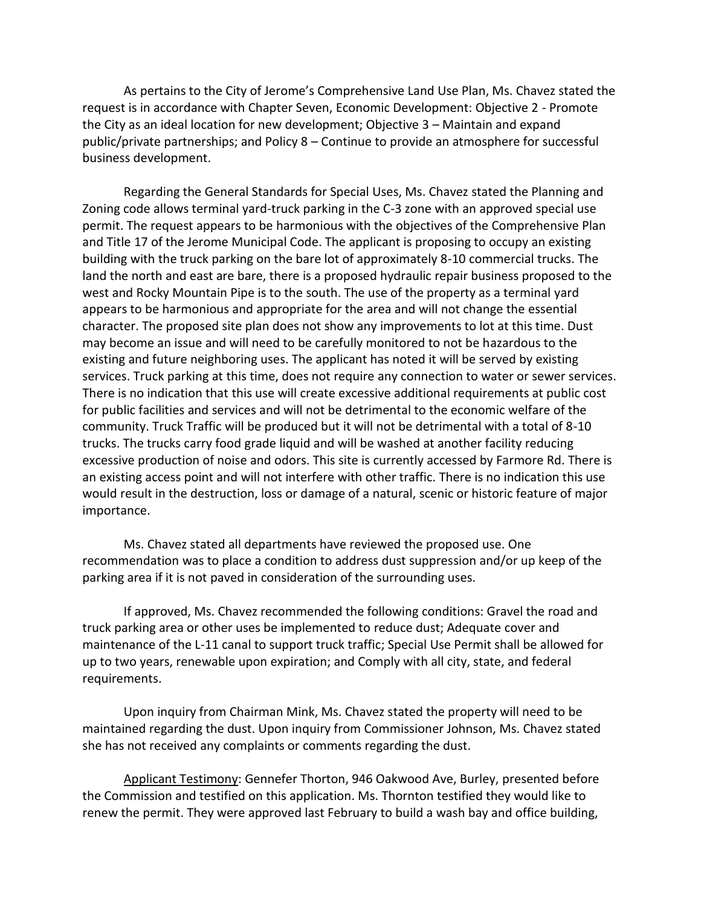As pertains to the City of Jerome's Comprehensive Land Use Plan, Ms. Chavez stated the request is in accordance with Chapter Seven, Economic Development: Objective 2 - Promote the City as an ideal location for new development; Objective 3 – Maintain and expand public/private partnerships; and Policy 8 – Continue to provide an atmosphere for successful business development.

Regarding the General Standards for Special Uses, Ms. Chavez stated the Planning and Zoning code allows terminal yard-truck parking in the C-3 zone with an approved special use permit. The request appears to be harmonious with the objectives of the Comprehensive Plan and Title 17 of the Jerome Municipal Code. The applicant is proposing to occupy an existing building with the truck parking on the bare lot of approximately 8-10 commercial trucks. The land the north and east are bare, there is a proposed hydraulic repair business proposed to the west and Rocky Mountain Pipe is to the south. The use of the property as a terminal yard appears to be harmonious and appropriate for the area and will not change the essential character. The proposed site plan does not show any improvements to lot at this time. Dust may become an issue and will need to be carefully monitored to not be hazardous to the existing and future neighboring uses. The applicant has noted it will be served by existing services. Truck parking at this time, does not require any connection to water or sewer services. There is no indication that this use will create excessive additional requirements at public cost for public facilities and services and will not be detrimental to the economic welfare of the community. Truck Traffic will be produced but it will not be detrimental with a total of 8-10 trucks. The trucks carry food grade liquid and will be washed at another facility reducing excessive production of noise and odors. This site is currently accessed by Farmore Rd. There is an existing access point and will not interfere with other traffic. There is no indication this use would result in the destruction, loss or damage of a natural, scenic or historic feature of major importance.

Ms. Chavez stated all departments have reviewed the proposed use. One recommendation was to place a condition to address dust suppression and/or up keep of the parking area if it is not paved in consideration of the surrounding uses.

If approved, Ms. Chavez recommended the following conditions: Gravel the road and truck parking area or other uses be implemented to reduce dust; Adequate cover and maintenance of the L-11 canal to support truck traffic; Special Use Permit shall be allowed for up to two years, renewable upon expiration; and Comply with all city, state, and federal requirements.

Upon inquiry from Chairman Mink, Ms. Chavez stated the property will need to be maintained regarding the dust. Upon inquiry from Commissioner Johnson, Ms. Chavez stated she has not received any complaints or comments regarding the dust.

Applicant Testimony: Gennefer Thorton, 946 Oakwood Ave, Burley, presented before the Commission and testified on this application. Ms. Thornton testified they would like to renew the permit. They were approved last February to build a wash bay and office building,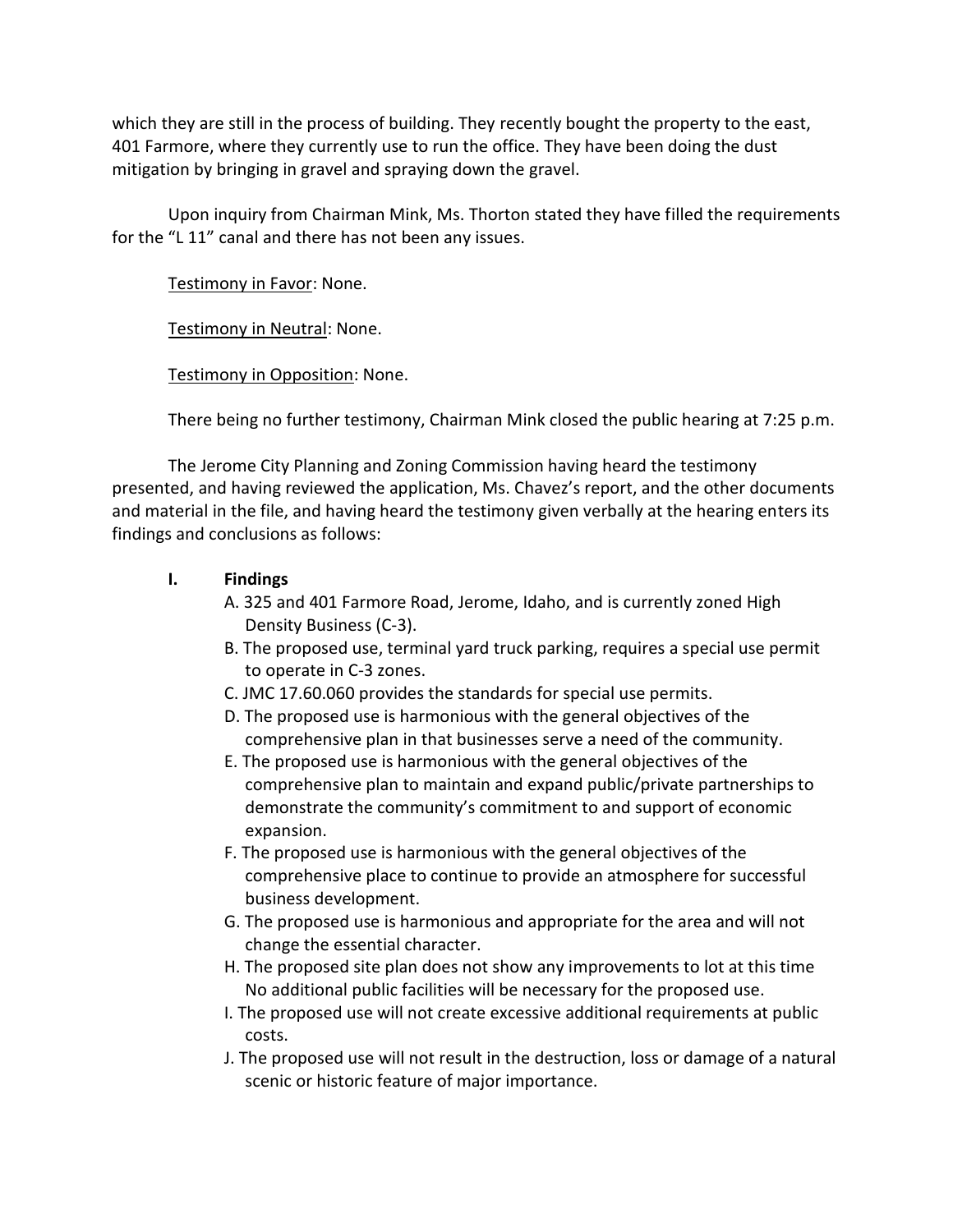which they are still in the process of building. They recently bought the property to the east, 401 Farmore, where they currently use to run the office. They have been doing the dust mitigation by bringing in gravel and spraying down the gravel.

Upon inquiry from Chairman Mink, Ms. Thorton stated they have filled the requirements for the "L 11" canal and there has not been any issues.

Testimony in Favor: None.

Testimony in Neutral: None.

Testimony in Opposition: None.

There being no further testimony, Chairman Mink closed the public hearing at 7:25 p.m.

The Jerome City Planning and Zoning Commission having heard the testimony presented, and having reviewed the application, Ms. Chavez's report, and the other documents and material in the file, and having heard the testimony given verbally at the hearing enters its findings and conclusions as follows:

**I. Findings**

A. 325 and 401 Farmore Road, Jerome, Idaho, and is currently zoned High Density Business (C-3).

B. The proposed use, terminal yard truck parking, requires a special use permit to operate in C-3 zones.

C. JMC 17.60.060 provides the standards for special use permits.

D. The proposed use is harmonious with the general objectives of the comprehensive plan in that businesses serve a need of the community.

E. The proposed use is harmonious with the general objectives of the comprehensive plan to maintain and expand public/private partnerships to demonstrate the community's commitment to and support of economic expansion.

F. The proposed use is harmonious with the general objectives of the comprehensive place to continue to provide an atmosphere for successful business development.

G. The proposed use is harmonious and appropriate for the area and will not change the essential character.

H. The proposed site plan does not show any improvements to lot at this time No additional public facilities will be necessary for the proposed use.

I. The proposed use will not create excessive additional requirements at public costs.

J. The proposed use will not result in the destruction, loss or damage of a natural scenic or historic feature of major importance.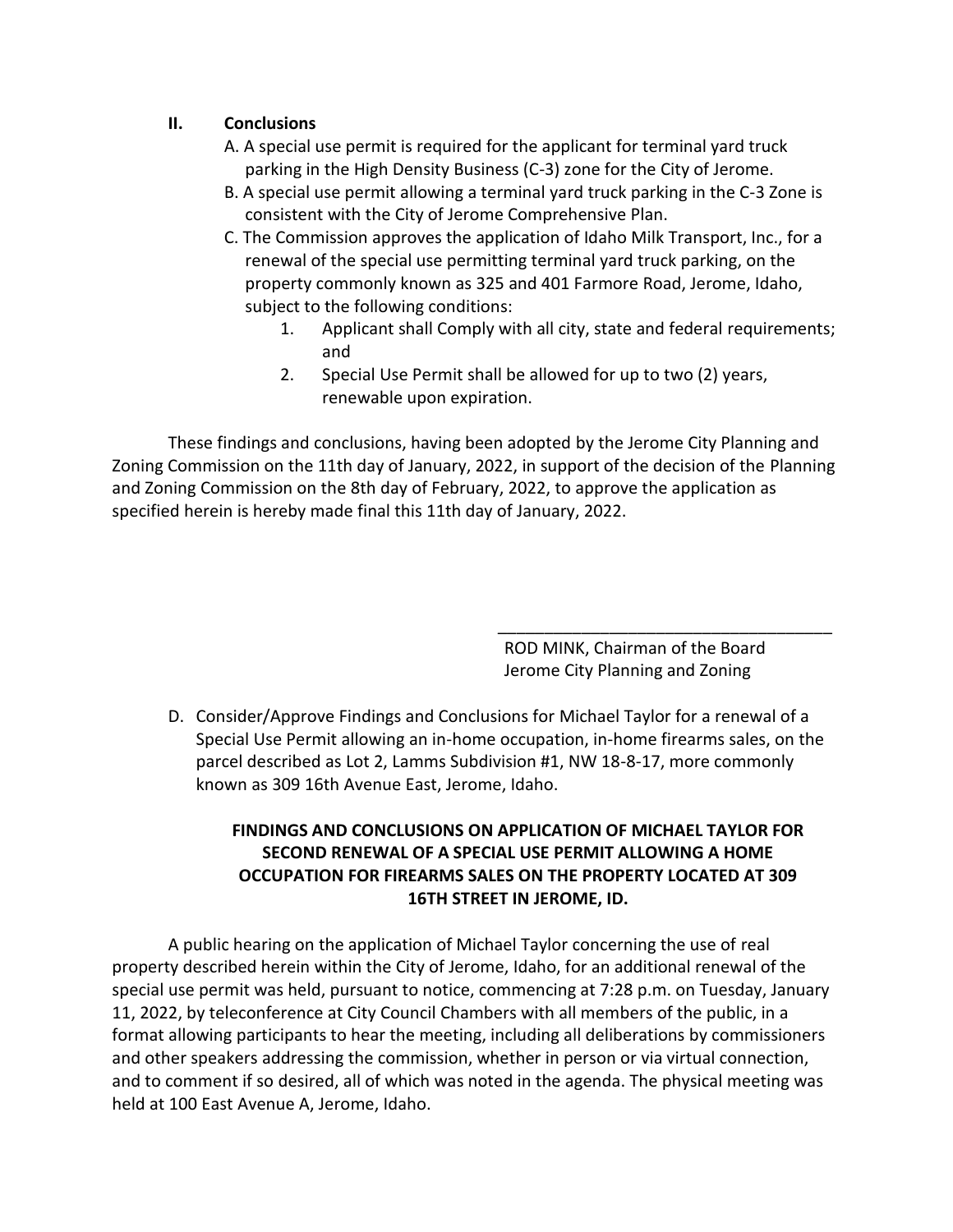## II. Conclusions

A. A special use permit is required for the applicant for terminal yard truck parking in the High Density Business (C-3) zone for the City of Jerome.

B. A special use permit allowing a terminal yard truck parking in the C-3 Zone is consistent with the City of Jerome Comprehensive Plan.

C. The Commission approves the application of Idaho Milk Transport, Inc., for a renewal of the special use permitting terminal yard truck parking, on the property commonly known as 325 and 401 Farmore Road, Jerome, Idaho, subject to the following conditions:

1. Applicant shall Comply with all city, state and federal requirements; and
2. Special Use Permit shall be allowed for up to two (2) years, renewable upon expiration.

These findings and conclusions, having been adopted by the Jerome City Planning and Zoning Commission on the 11th day of January, 2022, in support of the decision of the Planning and Zoning Commission on the 8th day of February, 2022, to approve the application as specified herein is hereby made final this 11th day of January, 2022.

\_\_\_\_\_\_\_\_\_\_\_\_\_\_\_\_\_\_\_\_\_\_\_\_\_\_\_\_\_\_\_\_\_\_\_\_

ROD MINK, Chairman of the Board
Jerome City Planning and Zoning

D. Consider/Approve Findings and Conclusions for Michael Taylor for a renewal of a Special Use Permit allowing an in-home occupation, in-home firearms sales, on the parcel described as Lot 2, Lamms Subdivision #1, NW 18-8-17, more commonly known as 309 16th Avenue East, Jerome, Idaho.

**FINDINGS AND CONCLUSIONS ON APPLICATION OF MICHAEL TAYLOR FOR SECOND RENEWAL OF A SPECIAL USE PERMIT ALLOWING A HOME OCCUPATION FOR FIREARMS SALES ON THE PROPERTY LOCATED AT 309 16TH STREET IN JEROME, ID.**

A public hearing on the application of Michael Taylor concerning the use of real property described herein within the City of Jerome, Idaho, for an additional renewal of the special use permit was held, pursuant to notice, commencing at 7:28 p.m. on Tuesday, January 11, 2022, by teleconference at City Council Chambers with all members of the public, in a format allowing participants to hear the meeting, including all deliberations by commissioners and other speakers addressing the commission, whether in person or via virtual connection, and to comment if so desired, all of which was noted in the agenda. The physical meeting was held at 100 East Avenue A, Jerome, Idaho.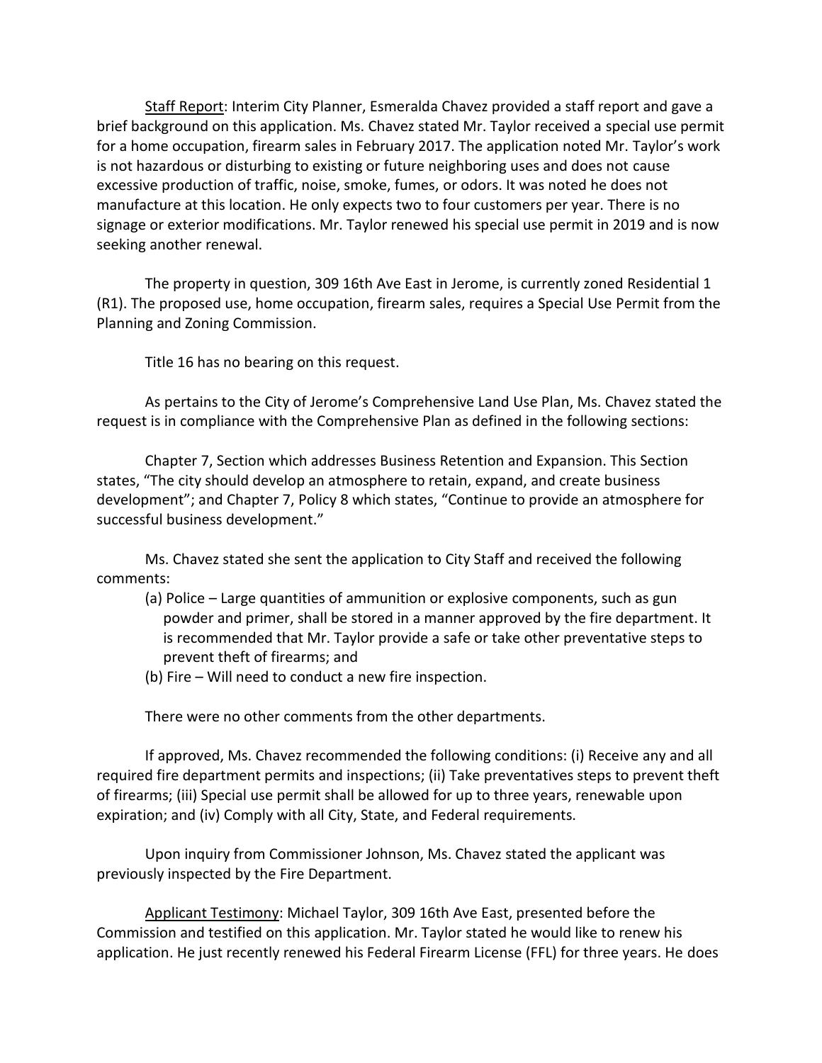Staff Report: Interim City Planner, Esmeralda Chavez provided a staff report and gave a brief background on this application. Ms. Chavez stated Mr. Taylor received a special use permit for a home occupation, firearm sales in February 2017. The application noted Mr. Taylor's work is not hazardous or disturbing to existing or future neighboring uses and does not cause excessive production of traffic, noise, smoke, fumes, or odors. It was noted he does not manufacture at this location. He only expects two to four customers per year. There is no signage or exterior modifications. Mr. Taylor renewed his special use permit in 2019 and is now seeking another renewal.

The property in question, 309 16th Ave East in Jerome, is currently zoned Residential 1 (R1). The proposed use, home occupation, firearm sales, requires a Special Use Permit from the Planning and Zoning Commission.

Title 16 has no bearing on this request.

As pertains to the City of Jerome's Comprehensive Land Use Plan, Ms. Chavez stated the request is in compliance with the Comprehensive Plan as defined in the following sections:

Chapter 7, Section which addresses Business Retention and Expansion. This Section states, "The city should develop an atmosphere to retain, expand, and create business development"; and Chapter 7, Policy 8 which states, "Continue to provide an atmosphere for successful business development."

Ms. Chavez stated she sent the application to City Staff and received the following comments:

(a) Police – Large quantities of ammunition or explosive components, such as gun powder and primer, shall be stored in a manner approved by the fire department. It is recommended that Mr. Taylor provide a safe or take other preventative steps to prevent theft of firearms; and
(b) Fire – Will need to conduct a new fire inspection.

There were no other comments from the other departments.

If approved, Ms. Chavez recommended the following conditions: (i) Receive any and all required fire department permits and inspections; (ii) Take preventatives steps to prevent theft of firearms; (iii) Special use permit shall be allowed for up to three years, renewable upon expiration; and (iv) Comply with all City, State, and Federal requirements.

Upon inquiry from Commissioner Johnson, Ms. Chavez stated the applicant was previously inspected by the Fire Department.

Applicant Testimony: Michael Taylor, 309 16th Ave East, presented before the Commission and testified on this application. Mr. Taylor stated he would like to renew his application. He just recently renewed his Federal Firearm License (FFL) for three years. He does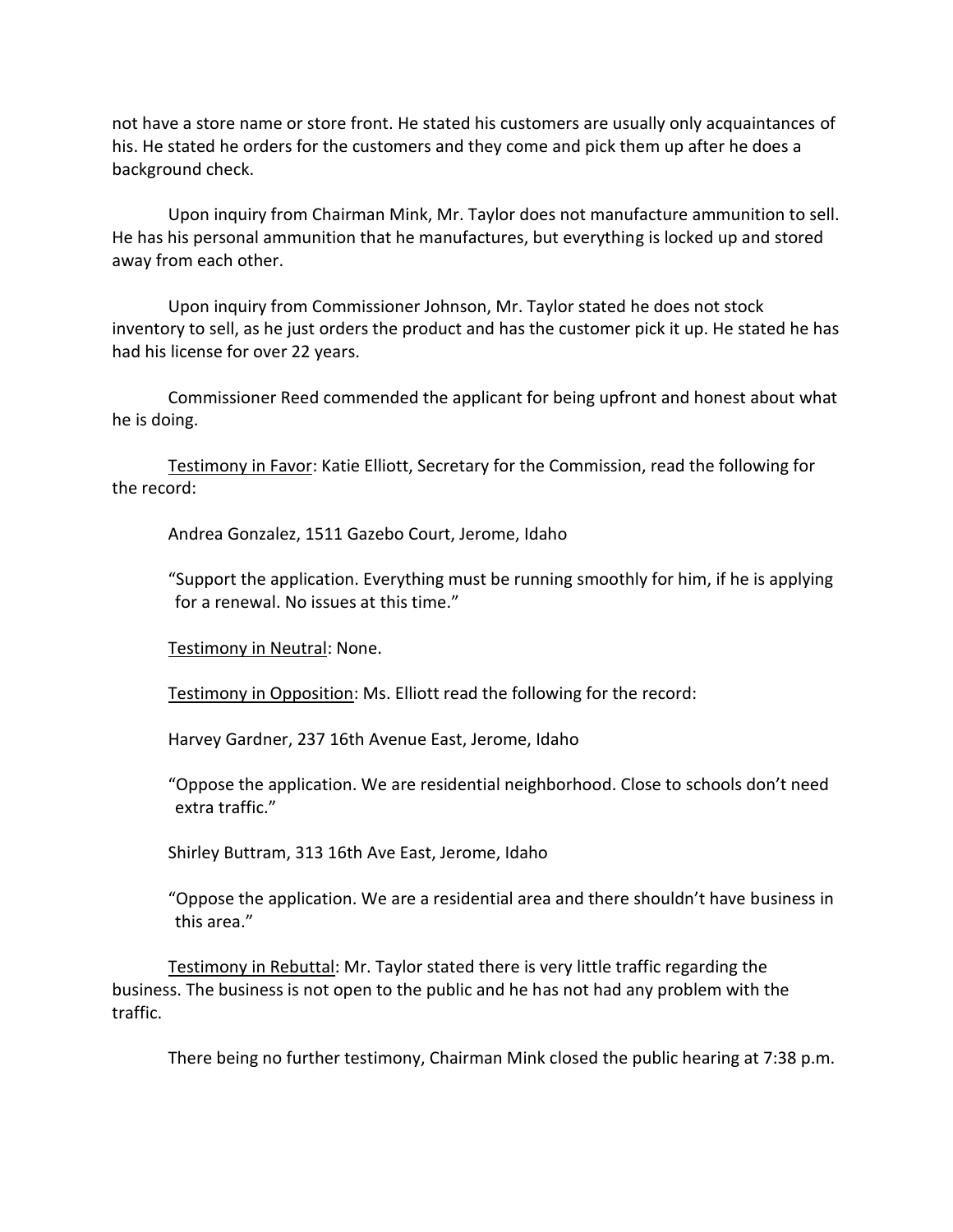not have a store name or store front. He stated his customers are usually only acquaintances of his. He stated he orders for the customers and they come and pick them up after he does a background check.

Upon inquiry from Chairman Mink, Mr. Taylor does not manufacture ammunition to sell. He has his personal ammunition that he manufactures, but everything is locked up and stored away from each other.

Upon inquiry from Commissioner Johnson, Mr. Taylor stated he does not stock inventory to sell, as he just orders the product and has the customer pick it up. He stated he has had his license for over 22 years.

Commissioner Reed commended the applicant for being upfront and honest about what he is doing.

<u>Testimony in Favor</u>: Katie Elliott, Secretary for the Commission, read the following for the record:

Andrea Gonzalez, 1511 Gazebo Court, Jerome, Idaho

"Support the application. Everything must be running smoothly for him, if he is applying for a renewal. No issues at this time."

<u>Testimony in Neutral</u>: None.

<u>Testimony in Opposition</u>: Ms. Elliott read the following for the record:

Harvey Gardner, 237 16th Avenue East, Jerome, Idaho

"Oppose the application. We are residential neighborhood. Close to schools don't need extra traffic."

Shirley Buttram, 313 16th Ave East, Jerome, Idaho

"Oppose the application. We are a residential area and there shouldn't have business in this area."

<u>Testimony in Rebuttal</u>: Mr. Taylor stated there is very little traffic regarding the business. The business is not open to the public and he has not had any problem with the traffic.

There being no further testimony, Chairman Mink closed the public hearing at 7:38 p.m.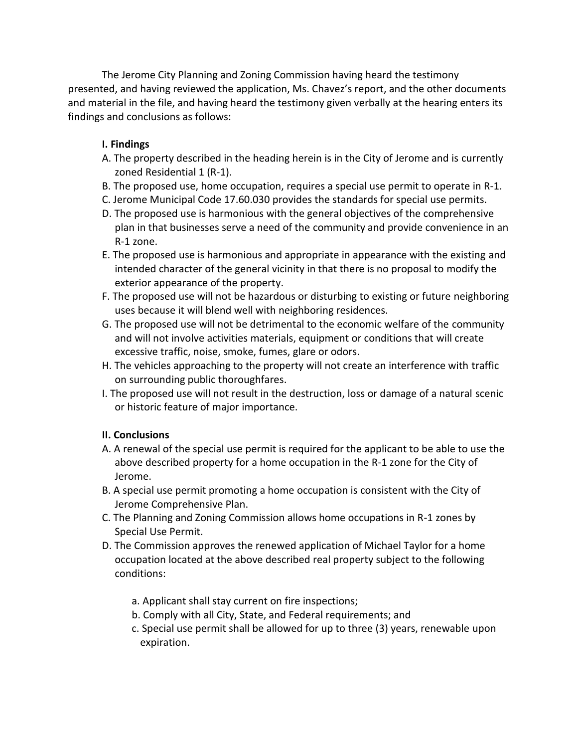The Jerome City Planning and Zoning Commission having heard the testimony presented, and having reviewed the application, Ms. Chavez's report, and the other documents and material in the file, and having heard the testimony given verbally at the hearing enters its findings and conclusions as follows:

**I. Findings**

A. The property described in the heading herein is in the City of Jerome and is currently zoned Residential 1 (R-1).

B. The proposed use, home occupation, requires a special use permit to operate in R-1.

C. Jerome Municipal Code 17.60.030 provides the standards for special use permits.

D. The proposed use is harmonious with the general objectives of the comprehensive plan in that businesses serve a need of the community and provide convenience in an R-1 zone.

E. The proposed use is harmonious and appropriate in appearance with the existing and intended character of the general vicinity in that there is no proposal to modify the exterior appearance of the property.

F. The proposed use will not be hazardous or disturbing to existing or future neighboring uses because it will blend well with neighboring residences.

G. The proposed use will not be detrimental to the economic welfare of the community and will not involve activities materials, equipment or conditions that will create excessive traffic, noise, smoke, fumes, glare or odors.

H. The vehicles approaching to the property will not create an interference with traffic on surrounding public thoroughfares.

I. The proposed use will not result in the destruction, loss or damage of a natural scenic or historic feature of major importance.

**II. Conclusions**

A. A renewal of the special use permit is required for the applicant to be able to use the above described property for a home occupation in the R-1 zone for the City of Jerome.

B. A special use permit promoting a home occupation is consistent with the City of Jerome Comprehensive Plan.

C. The Planning and Zoning Commission allows home occupations in R-1 zones by Special Use Permit.

D. The Commission approves the renewed application of Michael Taylor for a home occupation located at the above described real property subject to the following conditions:

   a. Applicant shall stay current on fire inspections;

   b. Comply with all City, State, and Federal requirements; and

   c. Special use permit shall be allowed for up to three (3) years, renewable upon expiration.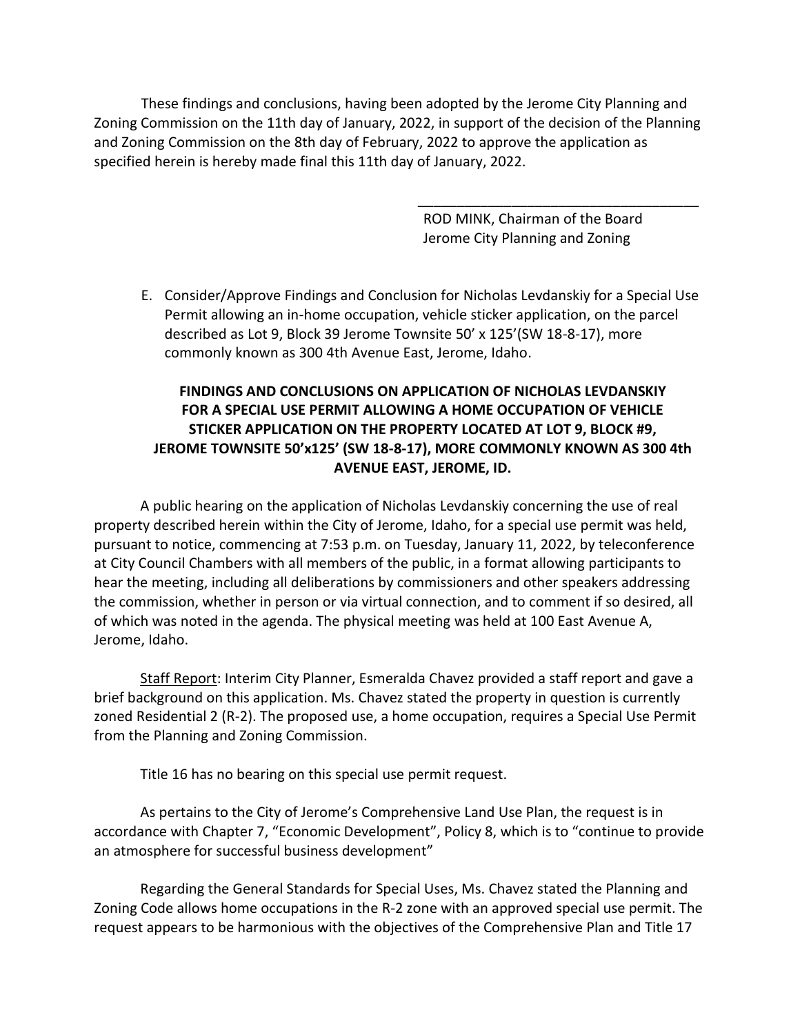These findings and conclusions, having been adopted by the Jerome City Planning and Zoning Commission on the 11th day of January, 2022, in support of the decision of the Planning and Zoning Commission on the 8th day of February, 2022 to approve the application as specified herein is hereby made final this 11th day of January, 2022.

\_\_\_\_\_\_\_\_\_\_\_\_\_\_\_\_\_\_\_\_\_\_\_\_\_\_\_\_\_\_\_\_\_\_\_\_

ROD MINK, Chairman of the Board
Jerome City Planning and Zoning

E. Consider/Approve Findings and Conclusion for Nicholas Levdanskiy for a Special Use Permit allowing an in-home occupation, vehicle sticker application, on the parcel described as Lot 9, Block 39 Jerome Townsite 50' x 125'(SW 18-8-17), more commonly known as 300 4th Avenue East, Jerome, Idaho.

**FINDINGS AND CONCLUSIONS ON APPLICATION OF NICHOLAS LEVDANSKIY FOR A SPECIAL USE PERMIT ALLOWING A HOME OCCUPATION OF VEHICLE STICKER APPLICATION ON THE PROPERTY LOCATED AT LOT 9, BLOCK #9, JEROME TOWNSITE 50'x125' (SW 18-8-17), MORE COMMONLY KNOWN AS 300 4th AVENUE EAST, JEROME, ID.**

A public hearing on the application of Nicholas Levdanskiy concerning the use of real property described herein within the City of Jerome, Idaho, for a special use permit was held, pursuant to notice, commencing at 7:53 p.m. on Tuesday, January 11, 2022, by teleconference at City Council Chambers with all members of the public, in a format allowing participants to hear the meeting, including all deliberations by commissioners and other speakers addressing the commission, whether in person or via virtual connection, and to comment if so desired, all of which was noted in the agenda. The physical meeting was held at 100 East Avenue A, Jerome, Idaho.

Staff Report: Interim City Planner, Esmeralda Chavez provided a staff report and gave a brief background on this application. Ms. Chavez stated the property in question is currently zoned Residential 2 (R-2). The proposed use, a home occupation, requires a Special Use Permit from the Planning and Zoning Commission.

Title 16 has no bearing on this special use permit request.

As pertains to the City of Jerome's Comprehensive Land Use Plan, the request is in accordance with Chapter 7, "Economic Development", Policy 8, which is to "continue to provide an atmosphere for successful business development"

Regarding the General Standards for Special Uses, Ms. Chavez stated the Planning and Zoning Code allows home occupations in the R-2 zone with an approved special use permit. The request appears to be harmonious with the objectives of the Comprehensive Plan and Title 17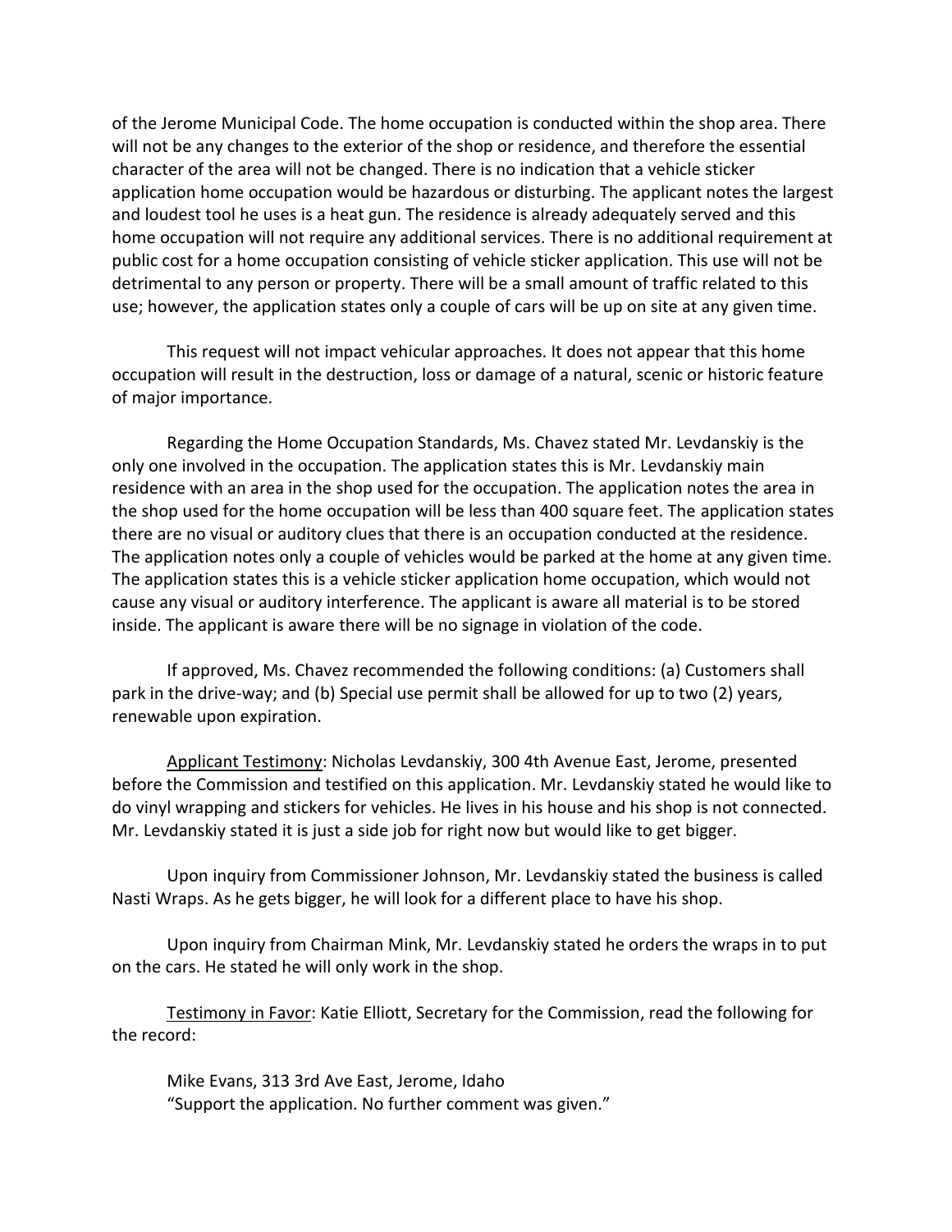of the Jerome Municipal Code. The home occupation is conducted within the shop area. There will not be any changes to the exterior of the shop or residence, and therefore the essential character of the area will not be changed. There is no indication that a vehicle sticker application home occupation would be hazardous or disturbing. The applicant notes the largest and loudest tool he uses is a heat gun. The residence is already adequately served and this home occupation will not require any additional services. There is no additional requirement at public cost for a home occupation consisting of vehicle sticker application. This use will not be detrimental to any person or property. There will be a small amount of traffic related to this use; however, the application states only a couple of cars will be up on site at any given time.

This request will not impact vehicular approaches. It does not appear that this home occupation will result in the destruction, loss or damage of a natural, scenic or historic feature of major importance.

Regarding the Home Occupation Standards, Ms. Chavez stated Mr. Levdanskiy is the only one involved in the occupation. The application states this is Mr. Levdanskiy main residence with an area in the shop used for the occupation. The application notes the area in the shop used for the home occupation will be less than 400 square feet. The application states there are no visual or auditory clues that there is an occupation conducted at the residence. The application notes only a couple of vehicles would be parked at the home at any given time. The application states this is a vehicle sticker application home occupation, which would not cause any visual or auditory interference. The applicant is aware all material is to be stored inside. The applicant is aware there will be no signage in violation of the code.

If approved, Ms. Chavez recommended the following conditions: (a) Customers shall park in the drive-way; and (b) Special use permit shall be allowed for up to two (2) years, renewable upon expiration.

Applicant Testimony: Nicholas Levdanskiy, 300 4th Avenue East, Jerome, presented before the Commission and testified on this application. Mr. Levdanskiy stated he would like to do vinyl wrapping and stickers for vehicles. He lives in his house and his shop is not connected. Mr. Levdanskiy stated it is just a side job for right now but would like to get bigger.

Upon inquiry from Commissioner Johnson, Mr. Levdanskiy stated the business is called Nasti Wraps. As he gets bigger, he will look for a different place to have his shop.

Upon inquiry from Chairman Mink, Mr. Levdanskiy stated he orders the wraps in to put on the cars. He stated he will only work in the shop.

Testimony in Favor: Katie Elliott, Secretary for the Commission, read the following for the record:

Mike Evans, 313 3rd Ave East, Jerome, Idaho
"Support the application. No further comment was given."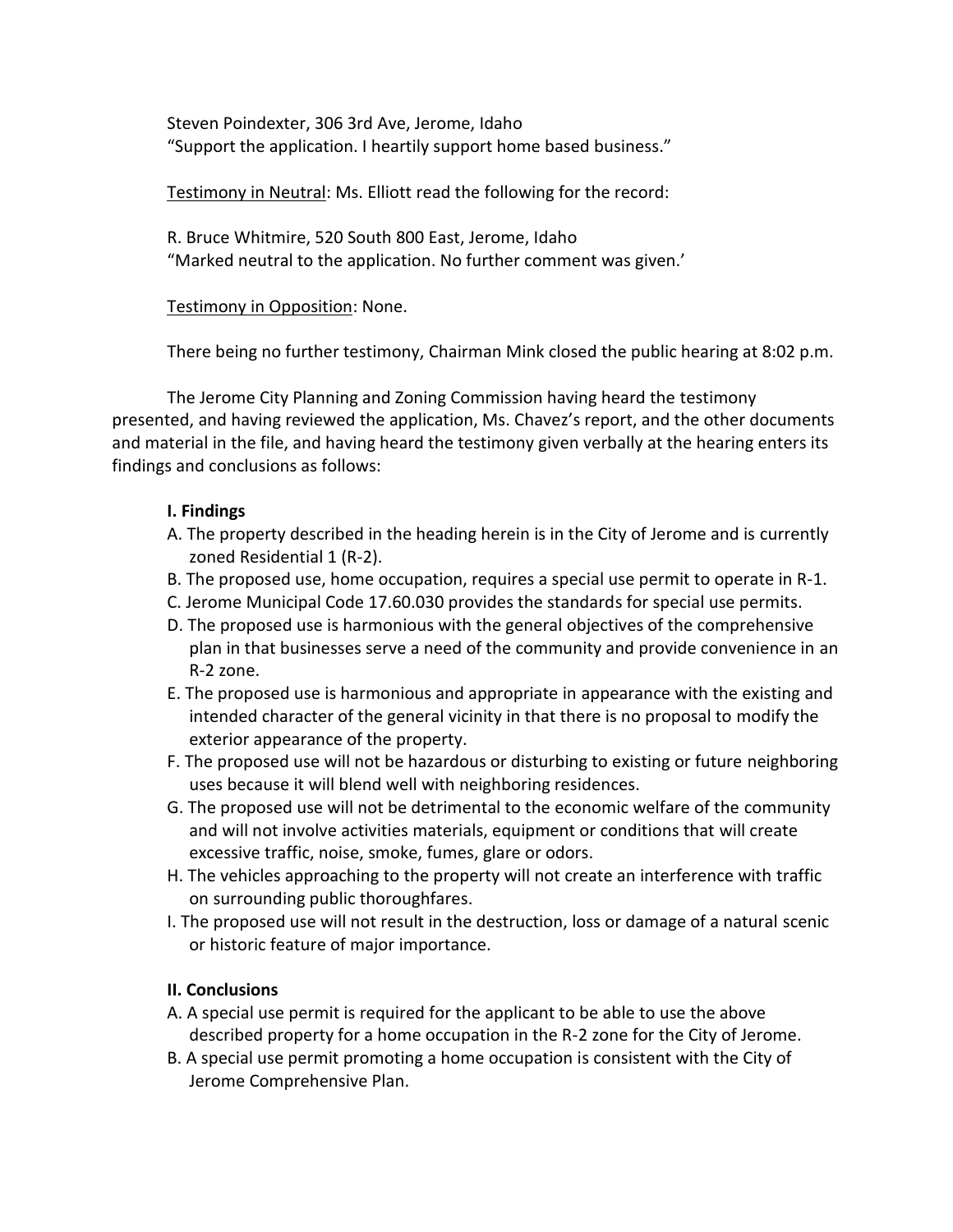Steven Poindexter, 306 3rd Ave, Jerome, Idaho
"Support the application. I heartily support home based business."

Testimony in Neutral: Ms. Elliott read the following for the record:

R. Bruce Whitmire, 520 South 800 East, Jerome, Idaho
"Marked neutral to the application. No further comment was given.'

Testimony in Opposition: None.

There being no further testimony, Chairman Mink closed the public hearing at 8:02 p.m.

The Jerome City Planning and Zoning Commission having heard the testimony presented, and having reviewed the application, Ms. Chavez's report, and the other documents and material in the file, and having heard the testimony given verbally at the hearing enters its findings and conclusions as follows:

**I. Findings**

A. The property described in the heading herein is in the City of Jerome and is currently zoned Residential 1 (R-2).
B. The proposed use, home occupation, requires a special use permit to operate in R-1.
C. Jerome Municipal Code 17.60.030 provides the standards for special use permits.
D. The proposed use is harmonious with the general objectives of the comprehensive plan in that businesses serve a need of the community and provide convenience in an R-2 zone.
E. The proposed use is harmonious and appropriate in appearance with the existing and intended character of the general vicinity in that there is no proposal to modify the exterior appearance of the property.
F. The proposed use will not be hazardous or disturbing to existing or future neighboring uses because it will blend well with neighboring residences.
G. The proposed use will not be detrimental to the economic welfare of the community and will not involve activities materials, equipment or conditions that will create excessive traffic, noise, smoke, fumes, glare or odors.
H. The vehicles approaching to the property will not create an interference with traffic on surrounding public thoroughfares.
I. The proposed use will not result in the destruction, loss or damage of a natural scenic or historic feature of major importance.

**II. Conclusions**

A. A special use permit is required for the applicant to be able to use the above described property for a home occupation in the R-2 zone for the City of Jerome.
B. A special use permit promoting a home occupation is consistent with the City of Jerome Comprehensive Plan.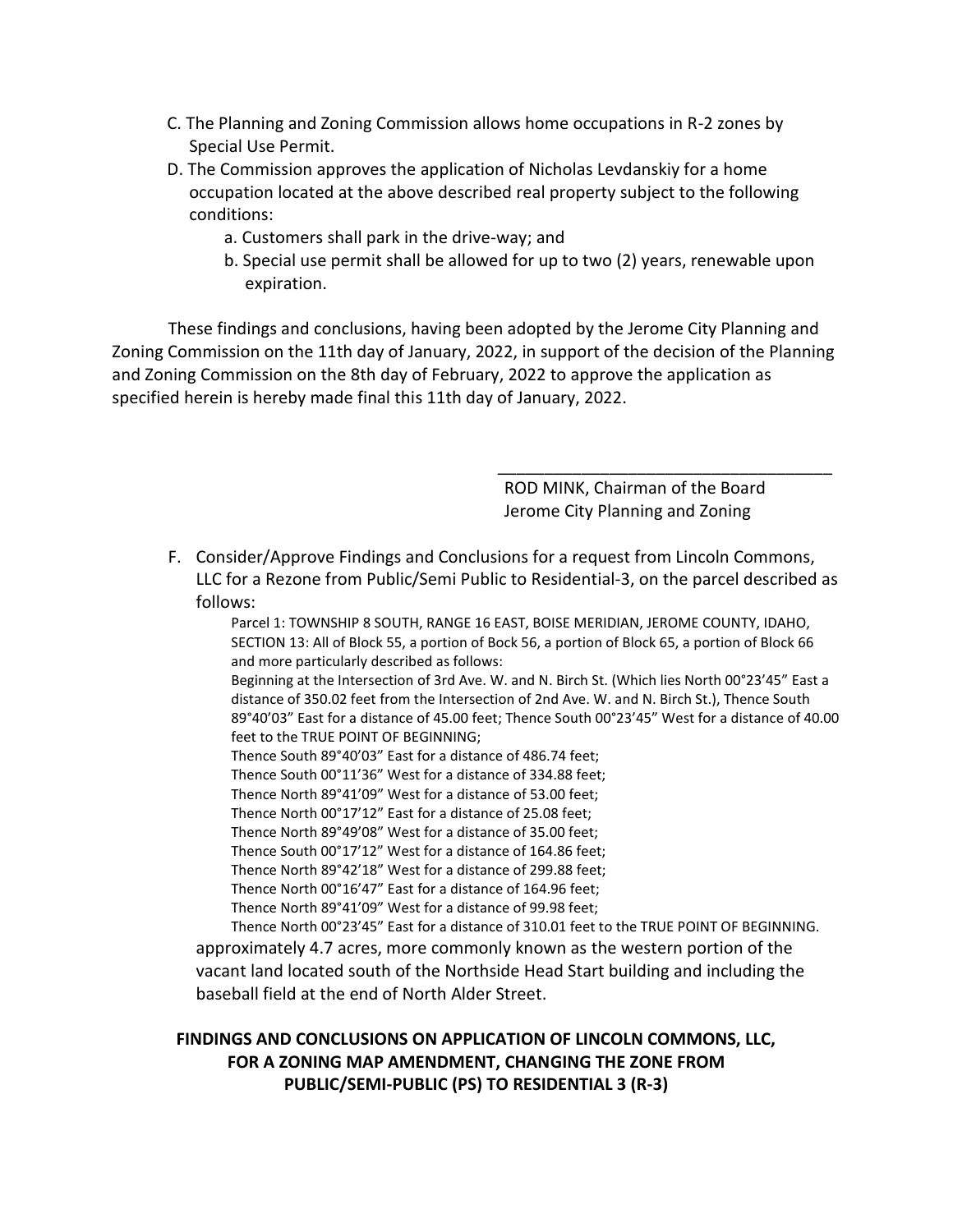C. The Planning and Zoning Commission allows home occupations in R-2 zones by Special Use Permit.

D. The Commission approves the application of Nicholas Levdanskiy for a home occupation located at the above described real property subject to the following conditions:

   a. Customers shall park in the drive-way; and

   b. Special use permit shall be allowed for up to two (2) years, renewable upon expiration.

These findings and conclusions, having been adopted by the Jerome City Planning and Zoning Commission on the 11th day of January, 2022, in support of the decision of the Planning and Zoning Commission on the 8th day of February, 2022 to approve the application as specified herein is hereby made final this 11th day of January, 2022.

\_\_\_\_\_\_\_\_\_\_\_\_\_\_\_\_\_\_\_\_\_\_\_\_\_\_\_\_\_\_\_\_\_\_\_\_

ROD MINK, Chairman of the Board
Jerome City Planning and Zoning

F. Consider/Approve Findings and Conclusions for a request from Lincoln Commons, LLC for a Rezone from Public/Semi Public to Residential-3, on the parcel described as follows:

   Parcel 1: TOWNSHIP 8 SOUTH, RANGE 16 EAST, BOISE MERIDIAN, JEROME COUNTY, IDAHO, SECTION 13: All of Block 55, a portion of Bock 56, a portion of Block 65, a portion of Block 66 and more particularly described as follows:

   Beginning at the Intersection of 3rd Ave. W. and N. Birch St. (Which lies North 00°23'45" East a distance of 350.02 feet from the Intersection of 2nd Ave. W. and N. Birch St.), Thence South 89°40'03" East for a distance of 45.00 feet; Thence South 00°23'45" West for a distance of 40.00 feet to the TRUE POINT OF BEGINNING;

   Thence South 89°40'03" East for a distance of 486.74 feet;

   Thence South 00°11'36" West for a distance of 334.88 feet;

   Thence North 89°41'09" West for a distance of 53.00 feet;

   Thence North 00°17'12" East for a distance of 25.08 feet;

   Thence North 89°49'08" West for a distance of 35.00 feet;

   Thence South 00°17'12" West for a distance of 164.86 feet;

   Thence North 89°42'18" West for a distance of 299.88 feet;

   Thence North 00°16'47" East for a distance of 164.96 feet;

   Thence North 89°41'09" West for a distance of 99.98 feet;

   Thence North 00°23'45" East for a distance of 310.01 feet to the TRUE POINT OF BEGINNING.

   approximately 4.7 acres, more commonly known as the western portion of the vacant land located south of the Northside Head Start building and including the baseball field at the end of North Alder Street.

**FINDINGS AND CONCLUSIONS ON APPLICATION OF LINCOLN COMMONS, LLC, FOR A ZONING MAP AMENDMENT, CHANGING THE ZONE FROM PUBLIC/SEMI-PUBLIC (PS) TO RESIDENTIAL 3 (R-3)**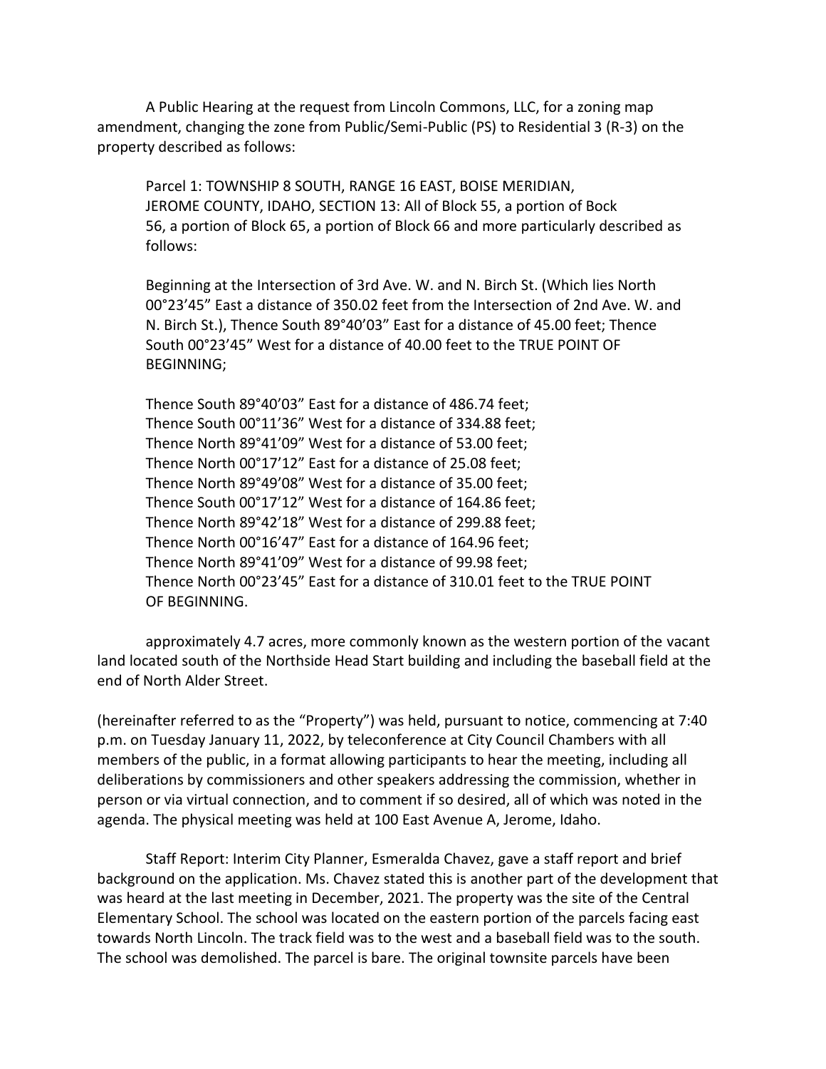A Public Hearing at the request from Lincoln Commons, LLC, for a zoning map amendment, changing the zone from Public/Semi-Public (PS) to Residential 3 (R-3) on the property described as follows:

> Parcel 1: TOWNSHIP 8 SOUTH, RANGE 16 EAST, BOISE MERIDIAN, JEROME COUNTY, IDAHO, SECTION 13: All of Block 55, a portion of Bock 56, a portion of Block 65, a portion of Block 66 and more particularly described as follows:
>
> Beginning at the Intersection of 3rd Ave. W. and N. Birch St. (Which lies North 00°23'45" East a distance of 350.02 feet from the Intersection of 2nd Ave. W. and N. Birch St.), Thence South 89°40'03" East for a distance of 45.00 feet; Thence South 00°23'45" West for a distance of 40.00 feet to the TRUE POINT OF BEGINNING;
>
> Thence South 89°40'03" East for a distance of 486.74 feet;
> Thence South 00°11'36" West for a distance of 334.88 feet;
> Thence North 89°41'09" West for a distance of 53.00 feet;
> Thence North 00°17'12" East for a distance of 25.08 feet;
> Thence North 89°49'08" West for a distance of 35.00 feet;
> Thence South 00°17'12" West for a distance of 164.86 feet;
> Thence North 89°42'18" West for a distance of 299.88 feet;
> Thence North 00°16'47" East for a distance of 164.96 feet;
> Thence North 89°41'09" West for a distance of 99.98 feet;
> Thence North 00°23'45" East for a distance of 310.01 feet to the TRUE POINT OF BEGINNING.

approximately 4.7 acres, more commonly known as the western portion of the vacant land located south of the Northside Head Start building and including the baseball field at the end of North Alder Street.

(hereinafter referred to as the "Property") was held, pursuant to notice, commencing at 7:40 p.m. on Tuesday January 11, 2022, by teleconference at City Council Chambers with all members of the public, in a format allowing participants to hear the meeting, including all deliberations by commissioners and other speakers addressing the commission, whether in person or via virtual connection, and to comment if so desired, all of which was noted in the agenda. The physical meeting was held at 100 East Avenue A, Jerome, Idaho.

Staff Report: Interim City Planner, Esmeralda Chavez, gave a staff report and brief background on the application. Ms. Chavez stated this is another part of the development that was heard at the last meeting in December, 2021. The property was the site of the Central Elementary School. The school was located on the eastern portion of the parcels facing east towards North Lincoln. The track field was to the west and a baseball field was to the south. The school was demolished. The parcel is bare. The original townsite parcels have been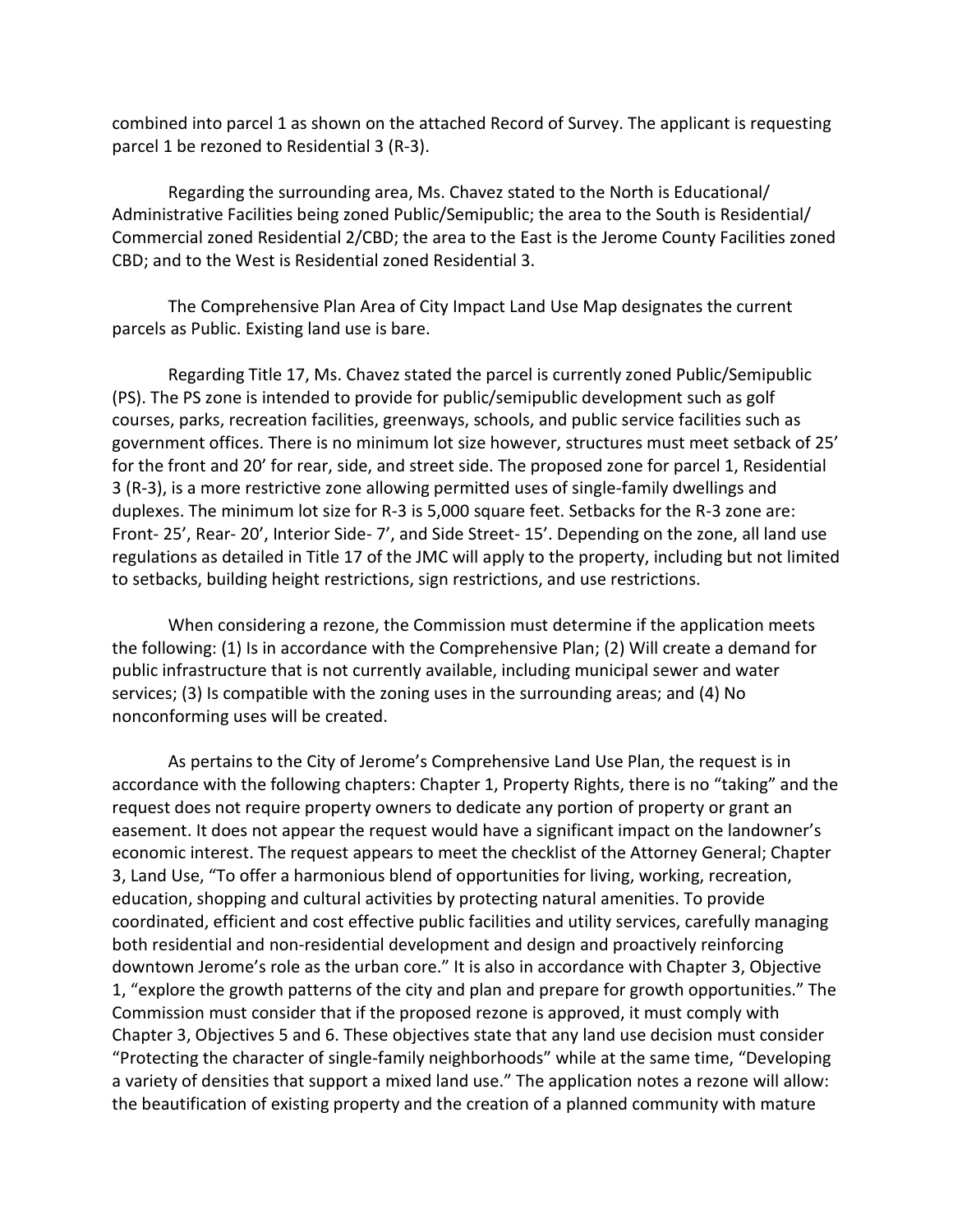combined into parcel 1 as shown on the attached Record of Survey. The applicant is requesting parcel 1 be rezoned to Residential 3 (R-3).

Regarding the surrounding area, Ms. Chavez stated to the North is Educational/ Administrative Facilities being zoned Public/Semipublic; the area to the South is Residential/ Commercial zoned Residential 2/CBD; the area to the East is the Jerome County Facilities zoned CBD; and to the West is Residential zoned Residential 3.

The Comprehensive Plan Area of City Impact Land Use Map designates the current parcels as Public. Existing land use is bare.

Regarding Title 17, Ms. Chavez stated the parcel is currently zoned Public/Semipublic (PS). The PS zone is intended to provide for public/semipublic development such as golf courses, parks, recreation facilities, greenways, schools, and public service facilities such as government offices. There is no minimum lot size however, structures must meet setback of 25' for the front and 20' for rear, side, and street side. The proposed zone for parcel 1, Residential 3 (R-3), is a more restrictive zone allowing permitted uses of single-family dwellings and duplexes. The minimum lot size for R-3 is 5,000 square feet. Setbacks for the R-3 zone are: Front- 25', Rear- 20', Interior Side- 7', and Side Street- 15'. Depending on the zone, all land use regulations as detailed in Title 17 of the JMC will apply to the property, including but not limited to setbacks, building height restrictions, sign restrictions, and use restrictions.

When considering a rezone, the Commission must determine if the application meets the following: (1) Is in accordance with the Comprehensive Plan; (2) Will create a demand for public infrastructure that is not currently available, including municipal sewer and water services; (3) Is compatible with the zoning uses in the surrounding areas; and (4) No nonconforming uses will be created.

As pertains to the City of Jerome's Comprehensive Land Use Plan, the request is in accordance with the following chapters: Chapter 1, Property Rights, there is no "taking" and the request does not require property owners to dedicate any portion of property or grant an easement. It does not appear the request would have a significant impact on the landowner's economic interest. The request appears to meet the checklist of the Attorney General; Chapter 3, Land Use, "To offer a harmonious blend of opportunities for living, working, recreation, education, shopping and cultural activities by protecting natural amenities. To provide coordinated, efficient and cost effective public facilities and utility services, carefully managing both residential and non-residential development and design and proactively reinforcing downtown Jerome's role as the urban core." It is also in accordance with Chapter 3, Objective 1, "explore the growth patterns of the city and plan and prepare for growth opportunities." The Commission must consider that if the proposed rezone is approved, it must comply with Chapter 3, Objectives 5 and 6. These objectives state that any land use decision must consider "Protecting the character of single-family neighborhoods" while at the same time, "Developing a variety of densities that support a mixed land use." The application notes a rezone will allow: the beautification of existing property and the creation of a planned community with mature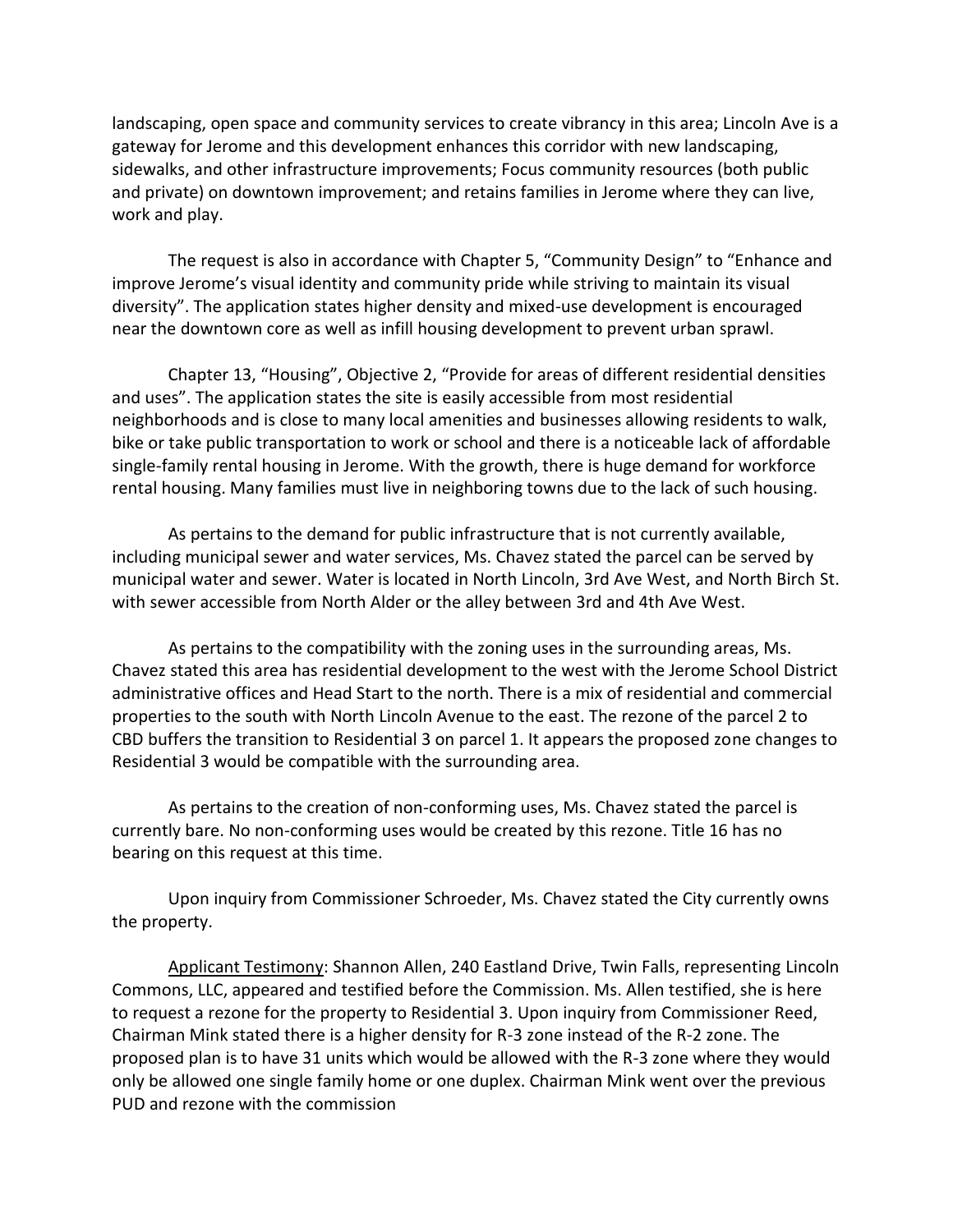landscaping, open space and community services to create vibrancy in this area; Lincoln Ave is a gateway for Jerome and this development enhances this corridor with new landscaping, sidewalks, and other infrastructure improvements; Focus community resources (both public and private) on downtown improvement; and retains families in Jerome where they can live, work and play.

The request is also in accordance with Chapter 5, "Community Design" to "Enhance and improve Jerome's visual identity and community pride while striving to maintain its visual diversity". The application states higher density and mixed-use development is encouraged near the downtown core as well as infill housing development to prevent urban sprawl.

Chapter 13, "Housing", Objective 2, "Provide for areas of different residential densities and uses". The application states the site is easily accessible from most residential neighborhoods and is close to many local amenities and businesses allowing residents to walk, bike or take public transportation to work or school and there is a noticeable lack of affordable single-family rental housing in Jerome. With the growth, there is huge demand for workforce rental housing. Many families must live in neighboring towns due to the lack of such housing.

As pertains to the demand for public infrastructure that is not currently available, including municipal sewer and water services, Ms. Chavez stated the parcel can be served by municipal water and sewer. Water is located in North Lincoln, 3rd Ave West, and North Birch St. with sewer accessible from North Alder or the alley between 3rd and 4th Ave West.

As pertains to the compatibility with the zoning uses in the surrounding areas, Ms. Chavez stated this area has residential development to the west with the Jerome School District administrative offices and Head Start to the north. There is a mix of residential and commercial properties to the south with North Lincoln Avenue to the east. The rezone of the parcel 2 to CBD buffers the transition to Residential 3 on parcel 1. It appears the proposed zone changes to Residential 3 would be compatible with the surrounding area.

As pertains to the creation of non-conforming uses, Ms. Chavez stated the parcel is currently bare. No non-conforming uses would be created by this rezone. Title 16 has no bearing on this request at this time.

Upon inquiry from Commissioner Schroeder, Ms. Chavez stated the City currently owns the property.

<u>Applicant Testimony</u>: Shannon Allen, 240 Eastland Drive, Twin Falls, representing Lincoln Commons, LLC, appeared and testified before the Commission. Ms. Allen testified, she is here to request a rezone for the property to Residential 3. Upon inquiry from Commissioner Reed, Chairman Mink stated there is a higher density for R-3 zone instead of the R-2 zone. The proposed plan is to have 31 units which would be allowed with the R-3 zone where they would only be allowed one single family home or one duplex. Chairman Mink went over the previous PUD and rezone with the commission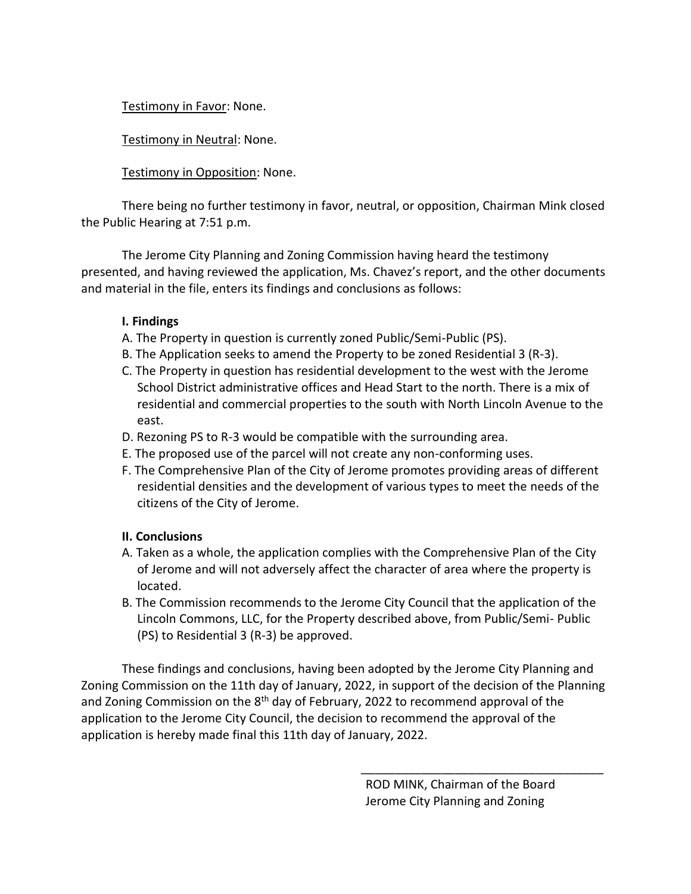Testimony in Favor: None.

Testimony in Neutral: None.

Testimony in Opposition: None.

There being no further testimony in favor, neutral, or opposition, Chairman Mink closed the Public Hearing at 7:51 p.m.

The Jerome City Planning and Zoning Commission having heard the testimony presented, and having reviewed the application, Ms. Chavez's report, and the other documents and material in the file, enters its findings and conclusions as follows:

**I. Findings**

A. The Property in question is currently zoned Public/Semi-Public (PS).

B. The Application seeks to amend the Property to be zoned Residential 3 (R-3).

C. The Property in question has residential development to the west with the Jerome School District administrative offices and Head Start to the north. There is a mix of residential and commercial properties to the south with North Lincoln Avenue to the east.

D. Rezoning PS to R-3 would be compatible with the surrounding area.

E. The proposed use of the parcel will not create any non-conforming uses.

F. The Comprehensive Plan of the City of Jerome promotes providing areas of different residential densities and the development of various types to meet the needs of the citizens of the City of Jerome.

**II. Conclusions**

A. Taken as a whole, the application complies with the Comprehensive Plan of the City of Jerome and will not adversely affect the character of area where the property is located.

B. The Commission recommends to the Jerome City Council that the application of the Lincoln Commons, LLC, for the Property described above, from Public/Semi- Public (PS) to Residential 3 (R-3) be approved.

These findings and conclusions, having been adopted by the Jerome City Planning and Zoning Commission on the 11th day of January, 2022, in support of the decision of the Planning and Zoning Commission on the 8th day of February, 2022 to recommend approval of the application to the Jerome City Council, the decision to recommend the approval of the application is hereby made final this 11th day of January, 2022.

\_\_\_\_\_\_\_\_\_\_\_\_\_\_\_\_\_\_\_\_\_\_\_\_\_\_\_\_\_\_\_\_\_\_\_\_

ROD MINK, Chairman of the Board
Jerome City Planning and Zoning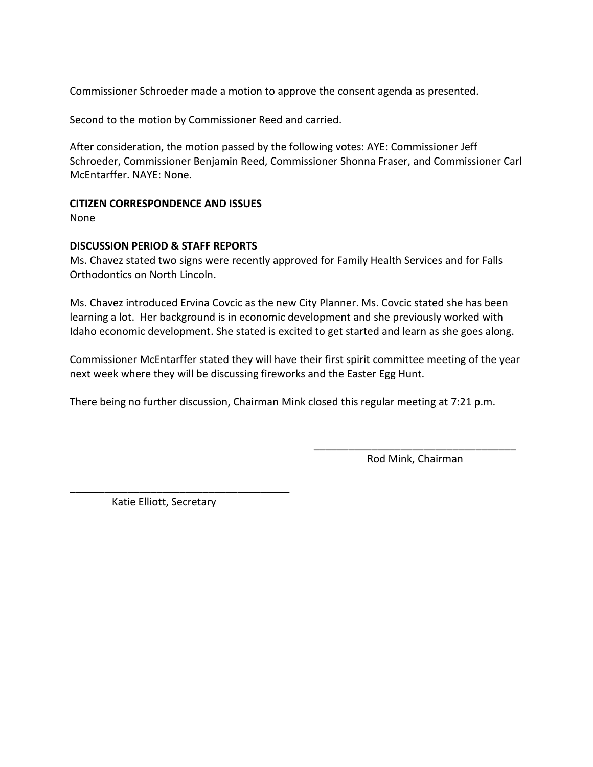Commissioner Schroeder made a motion to approve the consent agenda as presented.

Second to the motion by Commissioner Reed and carried.

After consideration, the motion passed by the following votes: AYE: Commissioner Jeff Schroeder, Commissioner Benjamin Reed, Commissioner Shonna Fraser, and Commissioner Carl McEntarffer. NAYE: None.

**CITIZEN CORRESPONDENCE AND ISSUES**

None

**DISCUSSION PERIOD & STAFF REPORTS**

Ms. Chavez stated two signs were recently approved for Family Health Services and for Falls Orthodontics on North Lincoln.

Ms. Chavez introduced Ervina Covcic as the new City Planner. Ms. Covcic stated she has been learning a lot. Her background is in economic development and she previously worked with Idaho economic development. She stated is excited to get started and learn as she goes along.

Commissioner McEntarffer stated they will have their first spirit committee meeting of the year next week where they will be discussing fireworks and the Easter Egg Hunt.

There being no further discussion, Chairman Mink closed this regular meeting at 7:21 p.m.

\_\_\_\_\_\_\_\_\_\_\_\_\_\_\_\_\_\_\_\_\_\_\_\_\_\_\_\_\_\_\_\_\_\_\_\_

Rod Mink, Chairman

\_\_\_\_\_\_\_\_\_\_\_\_\_\_\_\_\_\_\_\_\_\_\_\_\_\_\_\_\_\_\_\_\_\_\_\_\_\_\_

Katie Elliott, Secretary